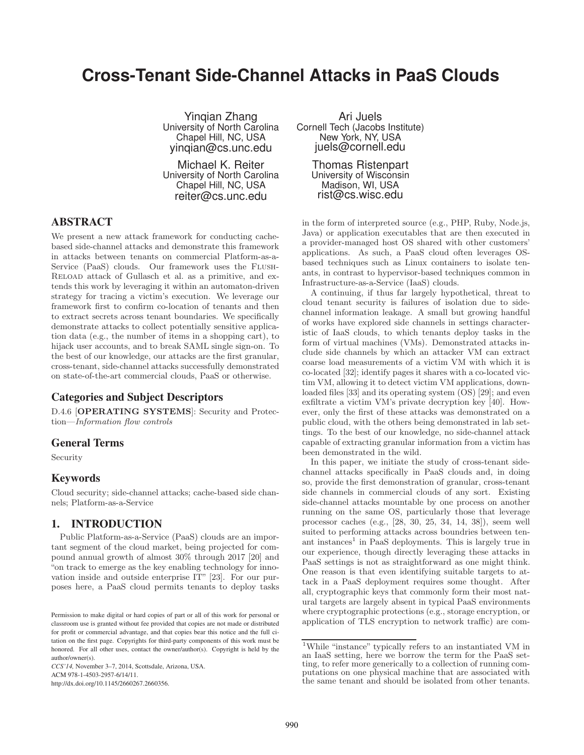# Cross-Tenant Side-Channel Attacks in PaaS Clouds

Yinqian Zhang
University of North Carolina
Chapel Hill, NC, USA
yinqian@cs.unc.edu

Ari Juels
Cornell Tech (Jacobs Institute)
New York, NY, USA
juels@cornell.edu

Michael K. Reiter
University of North Carolina
Chapel Hill, NC, USA
reiter@cs.unc.edu

Thomas Ristenpart
University of Wisconsin
Madison, WI, USA
rist@cs.wisc.edu

## ABSTRACT

We present a new attack framework for conducting cache-based side-channel attacks and demonstrate this framework in attacks between tenants on commercial Platform-as-a-Service (PaaS) clouds. Our framework uses the FLUSH-RELOAD attack of Gullasch et al. as a primitive, and extends this work by leveraging it within an automaton-driven strategy for tracing a victim's execution. We leverage our framework first to confirm co-location of tenants and then to extract secrets across tenant boundaries. We specifically demonstrate attacks to collect potentially sensitive application data (e.g., the number of items in a shopping cart), to hijack user accounts, and to break SAML single sign-on. To the best of our knowledge, our attacks are the first granular, cross-tenant, side-channel attacks successfully demonstrated on state-of-the-art commercial clouds, PaaS or otherwise.

## Categories and Subject Descriptors

D.4.6 [**OPERATING SYSTEMS**]: Security and Protection—*Information flow controls*

## General Terms

Security

## Keywords

Cloud security; side-channel attacks; cache-based side channels; Platform-as-a-Service

## 1. INTRODUCTION

Public Platform-as-a-Service (PaaS) clouds are an important segment of the cloud market, being projected for compound annual growth of almost 30% through 2017 [20] and "on track to emerge as the key enabling technology for innovation inside and outside enterprise IT" [23]. For our purposes here, a PaaS cloud permits tenants to deploy tasks in the form of interpreted source (e.g., PHP, Ruby, Node.js, Java) or application executables that are then executed in a provider-managed host OS shared with other customers' applications. As such, a PaaS cloud often leverages OS-based techniques such as Linux containers to isolate tenants, in contrast to hypervisor-based techniques common in Infrastructure-as-a-Service (IaaS) clouds.

A continuing, if thus far largely hypothetical, threat to cloud tenant security is failures of isolation due to side-channel information leakage. A small but growing handful of works have explored side channels in settings characteristic of IaaS clouds, to which tenants deploy tasks in the form of virtual machines (VMs). Demonstrated attacks include side channels by which an attacker VM can extract coarse load measurements of a victim VM with which it is co-located [32]; identify pages it shares with a co-located victim VM, allowing it to detect victim VM applications, downloaded files [33] and its operating system (OS) [29]; and even exfiltrate a victim VM's private decryption key [40]. However, only the first of these attacks was demonstrated on a public cloud, with the others being demonstrated in lab settings. To the best of our knowledge, no side-channel attack capable of extracting granular information from a victim has been demonstrated in the wild.

In this paper, we initiate the study of cross-tenant side-channel attacks specifically in PaaS clouds and, in doing so, provide the first demonstration of granular, cross-tenant side channels in commercial clouds of any sort. Existing side-channel attacks mountable by one process on another running on the same OS, particularly those that leverage processor caches (e.g., [28, 30, 25, 34, 14, 38]), seem well suited to performing attacks across boundries between tenant instances[1] in PaaS deployments. This is largely true in our experience, though directly leveraging these attacks in PaaS settings is not as straightforward as one might think. One reason is that even identifying suitable targets to attack in a PaaS deployment requires some thought. After all, cryptographic keys that commonly form their most natural targets are largely absent in typical PaaS environments where cryptographic protections (e.g., storage encryption, or application of TLS encryption to network traffic) are com-

[1]While "instance" typically refers to an instantiated VM in an IaaS setting, here we borrow the term for the PaaS setting, to refer more generically to a collection of running computations on one physical machine that are associated with the same tenant and should be isolated from other tenants.

Permission to make digital or hard copies of part or all of this work for personal or classroom use is granted without fee provided that copies are not made or distributed for profit or commercial advantage, and that copies bear this notice and the full citation on the first page. Copyrights for third-party components of this work must be honored. For all other uses, contact the owner/author(s). Copyright is held by the author/owner(s).
*CCS'14*, November 3–7, 2014, Scottsdale, Arizona, USA.
ACM 978-1-4503-2957-6/14/11.
http://dx.doi.org/10.1145/2660267.2660356.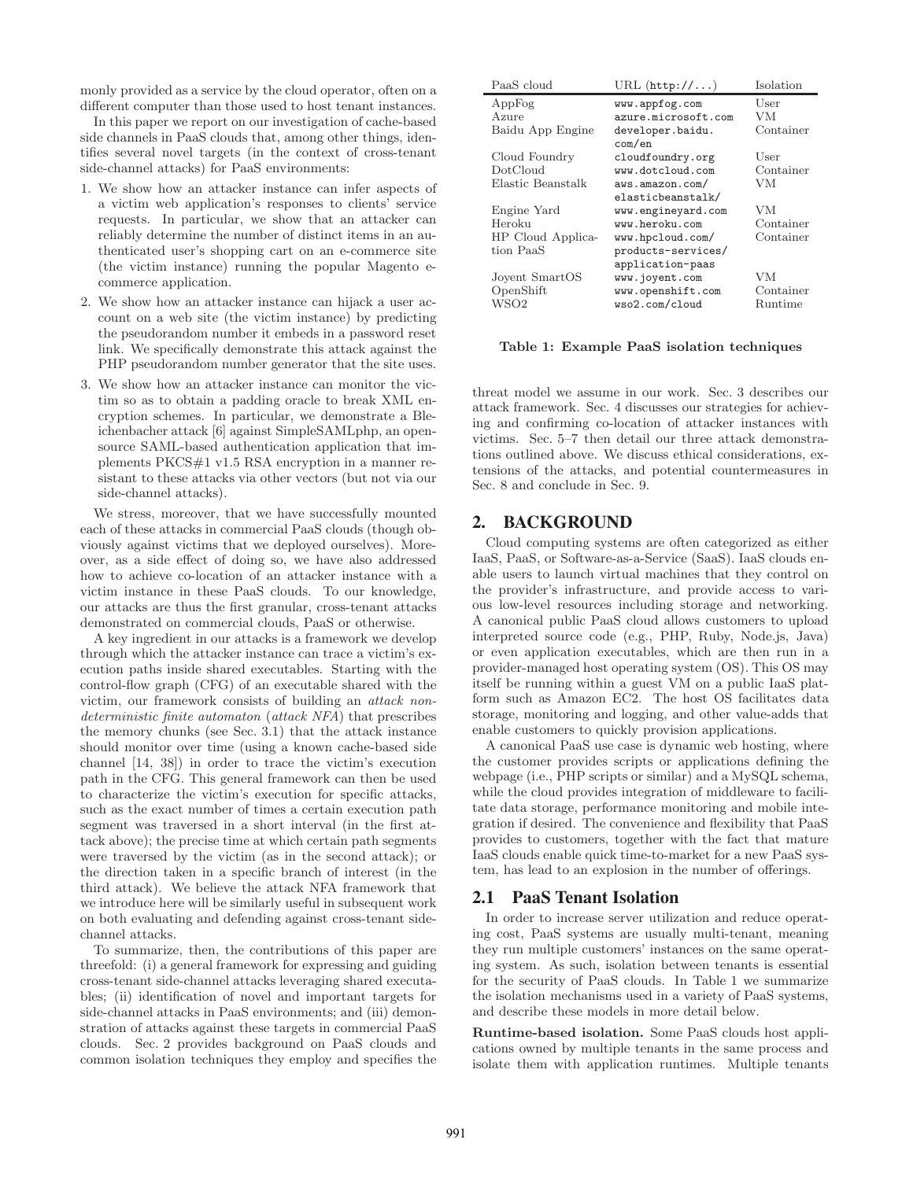monly provided as a service by the cloud operator, often on a different computer than those used to host tenant instances.

In this paper we report on our investigation of cache-based side channels in PaaS clouds that, among other things, identifies several novel targets (in the context of cross-tenant side-channel attacks) for PaaS environments:

1. We show how an attacker instance can infer aspects of a victim web application's responses to clients' service requests. In particular, we show that an attacker can reliably determine the number of distinct items in an authenticated user's shopping cart on an e-commerce site (the victim instance) running the popular Magento e-commerce application.
2. We show how an attacker instance can hijack a user account on a web site (the victim instance) by predicting the pseudorandom number it embeds in a password reset link. We specifically demonstrate this attack against the PHP pseudorandom number generator that the site uses.
3. We show how an attacker instance can monitor the victim so as to obtain a padding oracle to break XML encryption schemes. In particular, we demonstrate a Bleichenbacher attack [6] against SimpleSAMLphp, an open-source SAML-based authentication application that implements PKCS#1 v1.5 RSA encryption in a manner resistant to these attacks via other vectors (but not via our side-channel attacks).

We stress, moreover, that we have successfully mounted each of these attacks in commercial PaaS clouds (though obviously against victims that we deployed ourselves). Moreover, as a side effect of doing so, we have also addressed how to achieve co-location of an attacker instance with a victim instance in these PaaS clouds. To our knowledge, our attacks are thus the first granular, cross-tenant attacks demonstrated on commercial clouds, PaaS or otherwise.

A key ingredient in our attacks is a framework we develop through which the attacker instance can trace a victim's execution paths inside shared executables. Starting with the control-flow graph (CFG) of an executable shared with the victim, our framework consists of building an *attack non-deterministic finite automaton* (*attack NFA*) that prescribes the memory chunks (see Sec. 3.1) that the attack instance should monitor over time (using a known cache-based side channel [14, 38]) in order to trace the victim's execution path in the CFG. This general framework can then be used to characterize the victim's execution for specific attacks, such as the exact number of times a certain execution path segment was traversed in a short interval (in the first attack above); the precise time at which certain path segments were traversed by the victim (as in the second attack); or the direction taken in a specific branch of interest (in the third attack). We believe the attack NFA framework that we introduce here will be similarly useful in subsequent work on both evaluating and defending against cross-tenant side-channel attacks.

To summarize, then, the contributions of this paper are threefold: (i) a general framework for expressing and guiding cross-tenant side-channel attacks leveraging shared executables; (ii) identification of novel and important targets for side-channel attacks in PaaS environments; and (iii) demonstration of attacks against these targets in commercial PaaS clouds. Sec. 2 provides background on PaaS clouds and common isolation techniques they employ and specifies the threat model we assume in our work. Sec. 3 describes our attack framework. Sec. 4 discusses our strategies for achieving and confirming co-location of attacker instances with victims. Sec. 5–7 then detail our three attack demonstrations outlined above. We discuss ethical considerations, extensions of the attacks, and potential countermeasures in Sec. 8 and conclude in Sec. 9.

| PaaS cloud | URL (`http://...`) | Isolation |
|---|---|---|
| AppFog | `www.appfog.com` | User |
| Azure | `azure.microsoft.com` | VM |
| Baidu App Engine | `developer.baidu.com/en` | Container |
| Cloud Foundry | `cloudfoundry.org` | User |
| DotCloud | `www.dotcloud.com` | Container |
| Elastic Beanstalk | `aws.amazon.com/elasticbeanstalk/` | VM |
| Engine Yard | `www.engineyard.com` | VM |
| Heroku | `www.heroku.com` | Container |
| HP Cloud Application PaaS | `www.hpcloud.com/products-services/application-paas` | Container |
| Joyent SmartOS | `www.joyent.com` | VM |
| OpenShift | `www.openshift.com` | Container |
| WSO2 | `wso2.com/cloud` | Runtime |

**Table 1: Example PaaS isolation techniques**

## 2. BACKGROUND

Cloud computing systems are often categorized as either IaaS, PaaS, or Software-as-a-Service (SaaS). IaaS clouds enable users to launch virtual machines that they control on the provider's infrastructure, and provide access to various low-level resources including storage and networking. A canonical public PaaS cloud allows customers to upload interpreted source code (e.g., PHP, Ruby, Node.js, Java) or even application executables, which are then run in a provider-managed host operating system (OS). This OS may itself be running within a guest VM on a public IaaS platform such as Amazon EC2. The host OS facilitates data storage, monitoring and logging, and other value-adds that enable customers to quickly provision applications.

A canonical PaaS use case is dynamic web hosting, where the customer provides scripts or applications defining the webpage (i.e., PHP scripts or similar) and a MySQL schema, while the cloud provides integration of middleware to facilitate data storage, performance monitoring and mobile integration if desired. The convenience and flexibility that PaaS provides to customers, together with the fact that mature IaaS clouds enable quick time-to-market for a new PaaS system, has lead to an explosion in the number of offerings.

### 2.1 PaaS Tenant Isolation

In order to increase server utilization and reduce operating cost, PaaS systems are usually multi-tenant, meaning they run multiple customers' instances on the same operating system. As such, isolation between tenants is essential for the security of PaaS clouds. In Table 1 we summarize the isolation mechanisms used in a variety of PaaS systems, and describe these models in more detail below.

**Runtime-based isolation.** Some PaaS clouds host applications owned by multiple tenants in the same process and isolate them with application runtimes. Multiple tenants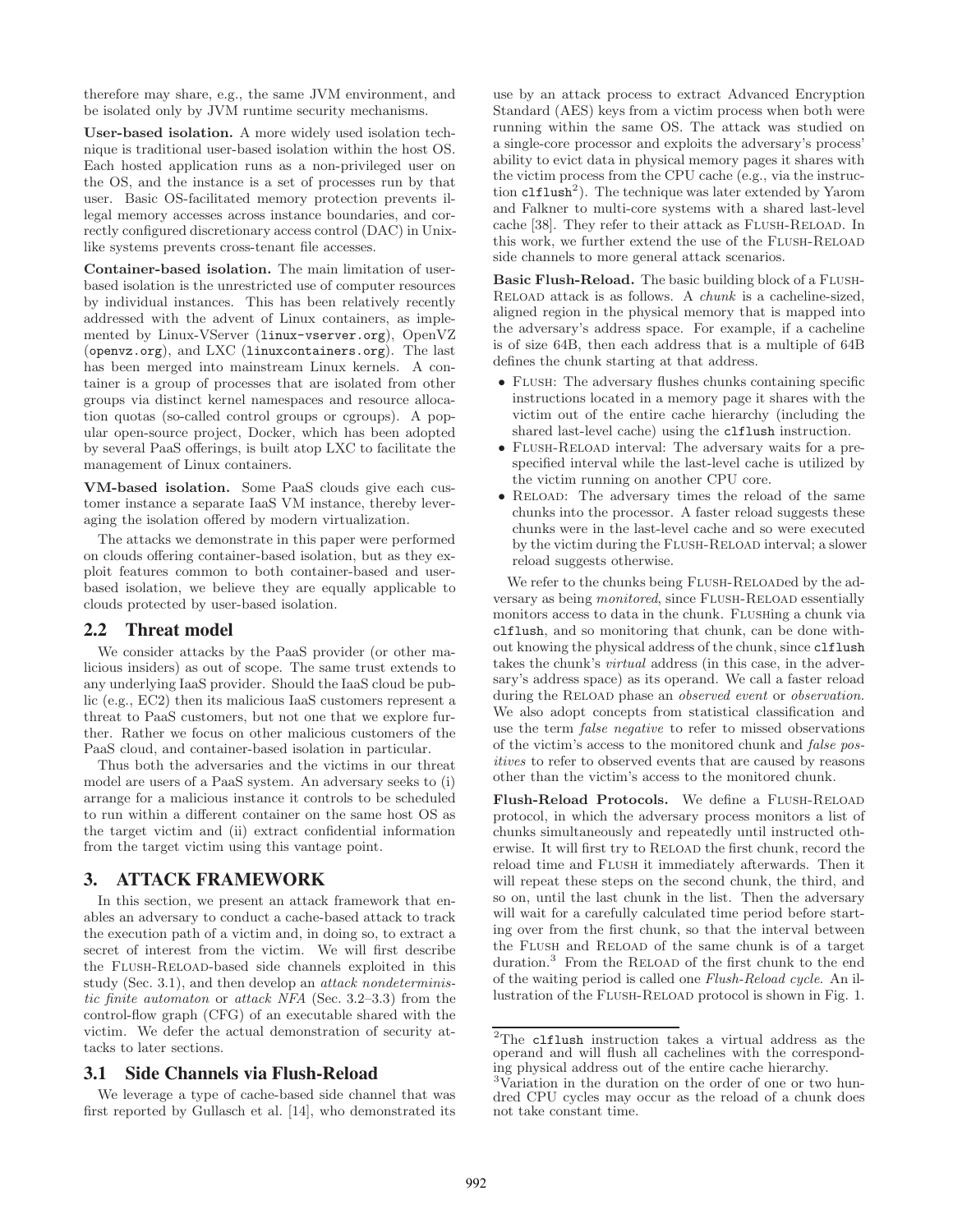therefore may share, e.g., the same JVM environment, and be isolated only by JVM runtime security mechanisms.

**User-based isolation.** A more widely used isolation technique is traditional user-based isolation within the host OS. Each hosted application runs as a non-privileged user on the OS, and the instance is a set of processes run by that user. Basic OS-facilitated memory protection prevents illegal memory accesses across instance boundaries, and correctly configured discretionary access control (DAC) in Unix-like systems prevents cross-tenant file accesses.

**Container-based isolation.** The main limitation of user-based isolation is the unrestricted use of computer resources by individual instances. This has been relatively recently addressed with the advent of Linux containers, as implemented by Linux-VServer (`linux-vserver.org`), OpenVZ (`openvz.org`), and LXC (`linuxcontainers.org`). The last has been merged into mainstream Linux kernels. A container is a group of processes that are isolated from other groups via distinct kernel namespaces and resource allocation quotas (so-called control groups or cgroups). A popular open-source project, Docker, which has been adopted by several PaaS offerings, is built atop LXC to facilitate the management of Linux containers.

**VM-based isolation.** Some PaaS clouds give each customer instance a separate IaaS VM instance, thereby leveraging the isolation offered by modern virtualization.

The attacks we demonstrate in this paper were performed on clouds offering container-based isolation, but as they exploit features common to both container-based and user-based isolation, we believe they are equally applicable to clouds protected by user-based isolation.

## 2.2 Threat model

We consider attacks by the PaaS provider (or other malicious insiders) as out of scope. The same trust extends to any underlying IaaS provider. Should the IaaS cloud be public (e.g., EC2) then its malicious IaaS customers represent a threat to PaaS customers, but not one that we explore further. Rather we focus on other malicious customers of the PaaS cloud, and container-based isolation in particular.

Thus both the adversaries and the victims in our threat model are users of a PaaS system. An adversary seeks to (i) arrange for a malicious instance it controls to be scheduled to run within a different container on the same host OS as the target victim and (ii) extract confidential information from the target victim using this vantage point.

# 3. ATTACK FRAMEWORK

In this section, we present an attack framework that enables an adversary to conduct a cache-based attack to track the execution path of a victim and, in doing so, to extract a secret of interest from the victim. We will first describe the FLUSH-RELOAD-based side channels exploited in this study (Sec. 3.1), and then develop an *attack nondeterministic finite automaton* or *attack NFA* (Sec. 3.2–3.3) from the control-flow graph (CFG) of an executable shared with the victim. We defer the actual demonstration of security attacks to later sections.

## 3.1 Side Channels via Flush-Reload

We leverage a type of cache-based side channel that was first reported by Gullasch et al. [14], who demonstrated its use by an attack process to extract Advanced Encryption Standard (AES) keys from a victim process when both were running within the same OS. The attack was studied on a single-core processor and exploits the adversary's process' ability to evict data in physical memory pages it shares with the victim process from the CPU cache (e.g., via the instruction `clflush`[2]). The technique was later extended by Yarom and Falkner to multi-core systems with a shared last-level cache [38]. They refer to their attack as FLUSH-RELOAD. In this work, we further extend the use of the FLUSH-RELOAD side channels to more general attack scenarios.

**Basic Flush-Reload.** The basic building block of a FLUSH-RELOAD attack is as follows. A *chunk* is a cacheline-sized, aligned region in the physical memory that is mapped into the adversary's address space. For example, if a cacheline is of size 64B, then each address that is a multiple of 64B defines the chunk starting at that address.

- FLUSH: The adversary flushes chunks containing specific instructions located in a memory page it shares with the victim out of the entire cache hierarchy (including the shared last-level cache) using the `clflush` instruction.
- FLUSH-RELOAD interval: The adversary waits for a prespecified interval while the last-level cache is utilized by the victim running on another CPU core.
- RELOAD: The adversary times the reload of the same chunks into the processor. A faster reload suggests these chunks were in the last-level cache and so were executed by the victim during the FLUSH-RELOAD interval; a slower reload suggests otherwise.

We refer to the chunks being FLUSH-RELOADed by the adversary as being *monitored*, since FLUSH-RELOAD essentially monitors access to data in the chunk. FLUSHing a chunk via `clflush`, and so monitoring that chunk, can be done without knowing the physical address of the chunk, since `clflush` takes the chunk's *virtual* address (in this case, in the adversary's address space) as its operand. We call a faster reload during the RELOAD phase an *observed event* or *observation*. We also adopt concepts from statistical classification and use the term *false negative* to refer to missed observations of the victim's access to the monitored chunk and *false positives* to refer to observed events that are caused by reasons other than the victim's access to the monitored chunk.

**Flush-Reload Protocols.** We define a FLUSH-RELOAD protocol, in which the adversary process monitors a list of chunks simultaneously and repeatedly until instructed otherwise. It will first try to RELOAD the first chunk, record the reload time and FLUSH it immediately afterwards. Then it will repeat these steps on the second chunk, the third, and so on, until the last chunk in the list. Then the adversary will wait for a carefully calculated time period before starting over from the first chunk, so that the interval between the FLUSH and RELOAD of the same chunk is of a target duration.[3] From the RELOAD of the first chunk to the end of the waiting period is called one *Flush-Reload cycle*. An illustration of the FLUSH-RELOAD protocol is shown in Fig. 1.

---

[2] The `clflush` instruction takes a virtual address as the operand and will flush all cachelines with the corresponding physical address out of the entire cache hierarchy.

[3] Variation in the duration on the order of one or two hundred CPU cycles may occur as the reload of a chunk does not take constant time.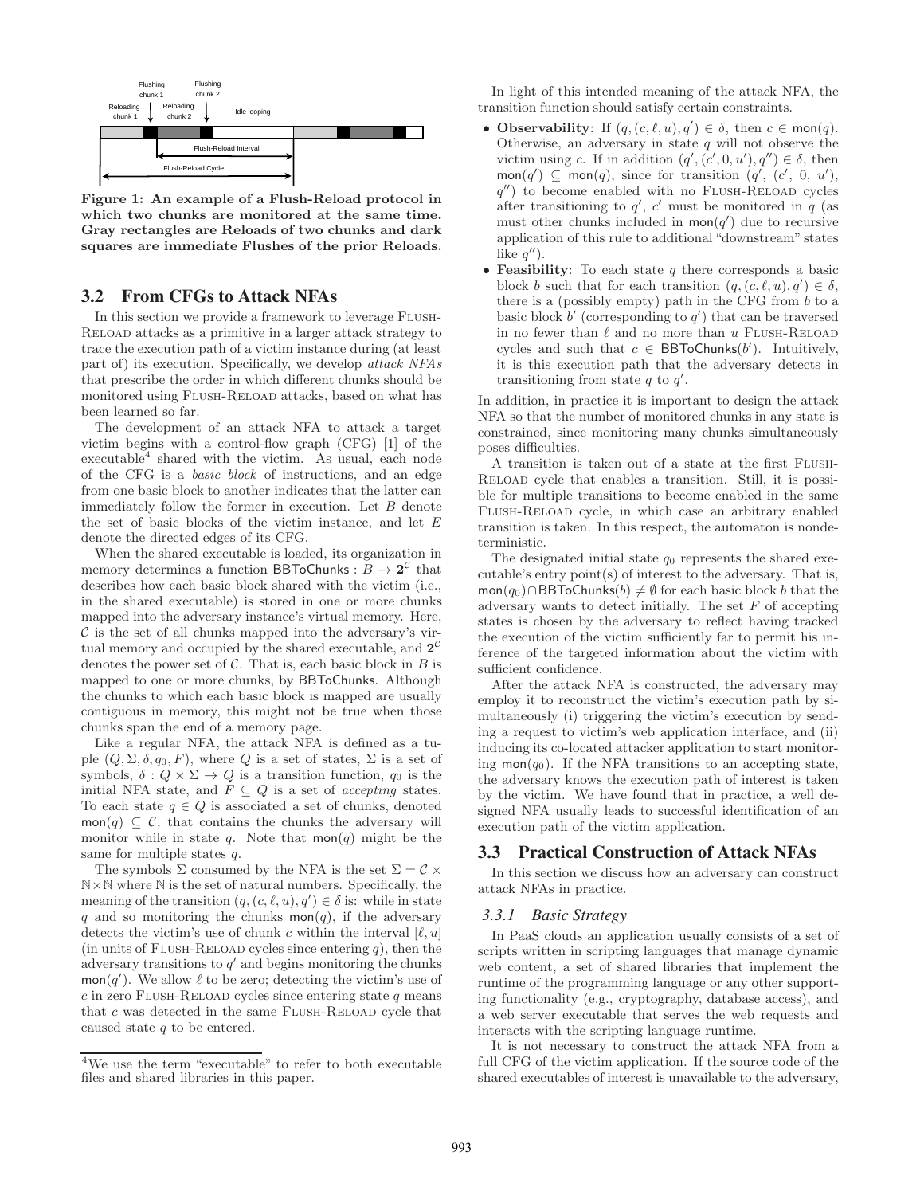Figure 1: An example of a Flush-Reload protocol in which two chunks are monitored at the same time. Gray rectangles are Reloads of two chunks and dark squares are immediate Flushes of the prior Reloads.

## 3.2 From CFGs to Attack NFAs

In this section we provide a framework to leverage Flush-Reload attacks as a primitive in a larger attack strategy to trace the execution path of a victim instance during (at least part of) its execution. Specifically, we develop *attack NFAs* that prescribe the order in which different chunks should be monitored using Flush-Reload attacks, based on what has been learned so far.

The development of an attack NFA to attack a target victim begins with a control-flow graph (CFG) [1] of the executable[4] shared with the victim. As usual, each node of the CFG is a *basic block* of instructions, and an edge from one basic block to another indicates that the latter can immediately follow the former in execution. Let $B$ denote the set of basic blocks of the victim instance, and let $E$ denote the directed edges of its CFG.

When the shared executable is loaded, its organization in memory determines a function $\mathsf{BBToChunks} : B \rightarrow \mathbf{2}^{\mathcal{C}}$ that describes how each basic block shared with the victim (i.e., in the shared executable) is stored in one or more chunks mapped into the adversary instance's virtual memory. Here, $\mathcal{C}$ is the set of all chunks mapped into the adversary's virtual memory and occupied by the shared executable, and $\mathbf{2}^{\mathcal{C}}$ denotes the power set of $\mathcal{C}$. That is, each basic block in $B$ is mapped to one or more chunks, by BBToChunks. Although the chunks to which each basic block is mapped are usually contiguous in memory, this might not be true when those chunks span the end of a memory page.

Like a regular NFA, the attack NFA is defined as a tuple $(Q, \Sigma, \delta, q_0, F)$, where $Q$ is a set of states, $\Sigma$ is a set of symbols, $\delta : Q \times \Sigma \rightarrow Q$ is a transition function, $q_0$ is the initial NFA state, and $F \subseteq Q$ is a set of *accepting* states. To each state $q \in Q$ is associated a set of chunks, denoted $\mathsf{mon}(q) \subseteq \mathcal{C}$, that contains the chunks the adversary will monitor while in state $q$. Note that $\mathsf{mon}(q)$ might be the same for multiple states $q$.

The symbols $\Sigma$ consumed by the NFA is the set $\Sigma = \mathcal{C} \times \mathbb{N} \times \mathbb{N}$ where $\mathbb{N}$ is the set of natural numbers. Specifically, the meaning of the transition $(q, (c, \ell, u), q') \in \delta$ is: while in state $q$ and so monitoring the chunks $\mathsf{mon}(q)$, if the adversary detects the victim's use of chunk $c$ within the interval $[\ell, u]$ (in units of Flush-Reload cycles since entering $q$), then the adversary transitions to $q'$ and begins monitoring the chunks $\mathsf{mon}(q')$. We allow $\ell$ to be zero; detecting the victim's use of $c$ in zero Flush-Reload cycles since entering state $q$ means that $c$ was detected in the same Flush-Reload cycle that caused state $q$ to be entered.

[4] We use the term "executable" to refer to both executable files and shared libraries in this paper.

In light of this intended meaning of the attack NFA, the transition function should satisfy certain constraints.

- **Observability**: If $(q, (c, \ell, u), q') \in \delta$, then $c \in \mathsf{mon}(q)$. Otherwise, an adversary in state $q$ will not observe the victim using $c$. If in addition $(q', (c', 0, u'), q'') \in \delta$, then $\mathsf{mon}(q') \subseteq \mathsf{mon}(q)$, since for transition $(q', (c', 0, u'), q'')$ to become enabled with no Flush-Reload cycles after transitioning to $q'$, $c'$ must be monitored in $q$ (as must other chunks included in $\mathsf{mon}(q')$ due to recursive application of this rule to additional "downstream" states like $q''$).
- **Feasibility**: To each state $q$ there corresponds a basic block $b$ such that for each transition $(q, (c, \ell, u), q') \in \delta$, there is a (possibly empty) path in the CFG from $b$ to a basic block $b'$ (corresponding to $q'$) that can be traversed in no fewer than $\ell$ and no more than $u$ Flush-Reload cycles and such that $c \in \mathsf{BBToChunks}(b')$. Intuitively, it is this execution path that the adversary detects in transitioning from state $q$ to $q'$.

In addition, in practice it is important to design the attack NFA so that the number of monitored chunks in any state is constrained, since monitoring many chunks simultaneously poses difficulties.

A transition is taken out of a state at the first Flush-Reload cycle that enables a transition. Still, it is possible for multiple transitions to become enabled in the same Flush-Reload cycle, in which case an arbitrary enabled transition is taken. In this respect, the automaton is nondeterministic.

The designated initial state $q_0$ represents the shared executable's entry point(s) of interest to the adversary. That is, $\mathsf{mon}(q_0) \cap \mathsf{BBToChunks}(b) \neq \emptyset$ for each basic block $b$ that the adversary wants to detect initially. The set $F$ of accepting states is chosen by the adversary to reflect having tracked the execution of the victim sufficiently far to permit his inference of the targeted information about the victim with sufficient confidence.

After the attack NFA is constructed, the adversary may employ it to reconstruct the victim's execution path by simultaneously (i) triggering the victim's execution by sending a request to victim's web application interface, and (ii) inducing its co-located attacker application to start monitoring $\mathsf{mon}(q_0)$. If the NFA transitions to an accepting state, the adversary knows the execution path of interest is taken by the victim. We have found that in practice, a well designed NFA usually leads to successful identification of an execution path of the victim application.

## 3.3 Practical Construction of Attack NFAs

In this section we discuss how an adversary can construct attack NFAs in practice.

### 3.3.1 Basic Strategy

In PaaS clouds an application usually consists of a set of scripts written in scripting languages that manage dynamic web content, a set of shared libraries that implement the runtime of the programming language or any other supporting functionality (e.g., cryptography, database access), and a web server executable that serves the web requests and interacts with the scripting language runtime.

It is not necessary to construct the attack NFA from a full CFG of the victim application. If the source code of the shared executables of interest is unavailable to the adversary,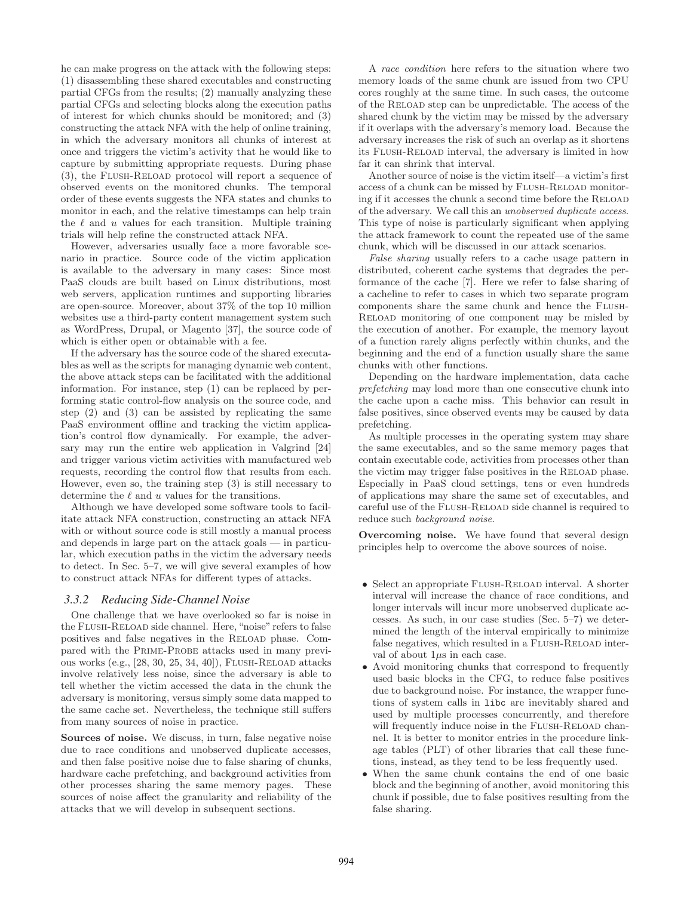he can make progress on the attack with the following steps: (1) disassembling these shared executables and constructing partial CFGs from the results; (2) manually analyzing these partial CFGs and selecting blocks along the execution paths of interest for which chunks should be monitored; and (3) constructing the attack NFA with the help of online training, in which the adversary monitors all chunks of interest at once and triggers the victim's activity that he would like to capture by submitting appropriate requests. During phase (3), the FLUSH-RELOAD protocol will report a sequence of observed events on the monitored chunks. The temporal order of these events suggests the NFA states and chunks to monitor in each, and the relative timestamps can help train the $\ell$ and $u$ values for each transition. Multiple training trials will help refine the constructed attack NFA.

However, adversaries usually face a more favorable scenario in practice. Source code of the victim application is available to the adversary in many cases: Since most PaaS clouds are built based on Linux distributions, most web servers, application runtimes and supporting libraries are open-source. Moreover, about 37% of the top 10 million websites use a third-party content management system such as WordPress, Drupal, or Magento [37], the source code of which is either open or obtainable with a fee.

If the adversary has the source code of the shared executables as well as the scripts for managing dynamic web content, the above attack steps can be facilitated with the additional information. For instance, step (1) can be replaced by performing static control-flow analysis on the source code, and step (2) and (3) can be assisted by replicating the same PaaS environment offline and tracking the victim application's control flow dynamically. For example, the adversary may run the entire web application in Valgrind [24] and trigger various victim activities with manufactured web requests, recording the control flow that results from each. However, even so, the training step (3) is still necessary to determine the $\ell$ and $u$ values for the transitions.

Although we have developed some software tools to facilitate attack NFA construction, constructing an attack NFA with or without source code is still mostly a manual process and depends in large part on the attack goals — in particular, which execution paths in the victim the adversary needs to detect. In Sec. 5–7, we will give several examples of how to construct attack NFAs for different types of attacks.

### 3.3.2 Reducing Side-Channel Noise

One challenge that we have overlooked so far is noise in the FLUSH-RELOAD side channel. Here, "noise" refers to false positives and false negatives in the RELOAD phase. Compared with the PRIME-PROBE attacks used in many previous works (e.g., [28, 30, 25, 34, 40]), FLUSH-RELOAD attacks involve relatively less noise, since the adversary is able to tell whether the victim accessed the data in the chunk the adversary is monitoring, versus simply some data mapped to the same cache set. Nevertheless, the technique still suffers from many sources of noise in practice.

**Sources of noise.** We discuss, in turn, false negative noise due to race conditions and unobserved duplicate accesses, and then false positive noise due to false sharing of chunks, hardware cache prefetching, and background activities from other processes sharing the same memory pages. These sources of noise affect the granularity and reliability of the attacks that we will develop in subsequent sections.

A *race condition* here refers to the situation where two memory loads of the same chunk are issued from two CPU cores roughly at the same time. In such cases, the outcome of the RELOAD step can be unpredictable. The access of the shared chunk by the victim may be missed by the adversary if it overlaps with the adversary's memory load. Because the adversary increases the risk of such an overlap as it shortens its FLUSH-RELOAD interval, the adversary is limited in how far it can shrink that interval.

Another source of noise is the victim itself—a victim's first access of a chunk can be missed by FLUSH-RELOAD monitoring if it accesses the chunk a second time before the RELOAD of the adversary. We call this an *unobserved duplicate access*. This type of noise is particularly significant when applying the attack framework to count the repeated use of the same chunk, which will be discussed in our attack scenarios.

*False sharing* usually refers to a cache usage pattern in distributed, coherent cache systems that degrades the performance of the cache [7]. Here we refer to false sharing of a cacheline to refer to cases in which two separate program components share the same chunk and hence the FLUSH-RELOAD monitoring of one component may be misled by the execution of another. For example, the memory layout of a function rarely aligns perfectly within chunks, and the beginning and the end of a function usually share the same chunks with other functions.

Depending on the hardware implementation, data cache *prefetching* may load more than one consecutive chunk into the cache upon a cache miss. This behavior can result in false positives, since observed events may be caused by data prefetching.

As multiple processes in the operating system may share the same executables, and so the same memory pages that contain executable code, activities from processes other than the victim may trigger false positives in the RELOAD phase. Especially in PaaS cloud settings, tens or even hundreds of applications may share the same set of executables, and careful use of the FLUSH-RELOAD side channel is required to reduce such *background noise*.

**Overcoming noise.** We have found that several design principles help to overcome the above sources of noise.

- Select an appropriate FLUSH-RELOAD interval. A shorter interval will increase the chance of race conditions, and longer intervals will incur more unobserved duplicate accesses. As such, in our case studies (Sec. 5–7) we determined the length of the interval empirically to minimize false negatives, which resulted in a FLUSH-RELOAD interval of about $1\mu s$ in each case.
- Avoid monitoring chunks that correspond to frequently used basic blocks in the CFG, to reduce false positives due to background noise. For instance, the wrapper functions of system calls in `libc` are inevitably shared and used by multiple processes concurrently, and therefore will frequently induce noise in the FLUSH-RELOAD channel. It is better to monitor entries in the procedure linkage tables (PLT) of other libraries that call these functions, instead, as they tend to be less frequently used.
- When the same chunk contains the end of one basic block and the beginning of another, avoid monitoring this chunk if possible, due to false positives resulting from the false sharing.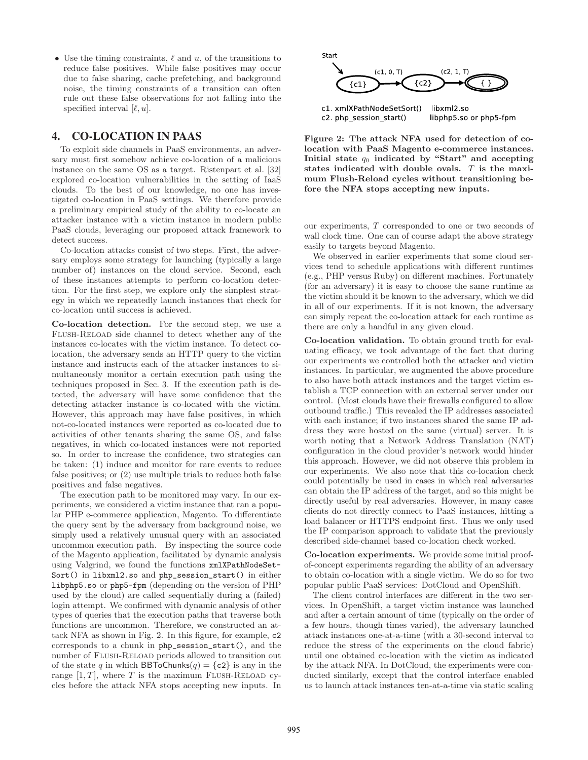- Use the timing constraints, $\ell$ and $u$, of the transitions to reduce false positives. While false positives may occur due to false sharing, cache prefetching, and background noise, the timing constraints of a transition can often rule out these false observations for not falling into the specified interval $[\ell, u]$.

## 4. CO-LOCATION IN PAAS

To exploit side channels in PaaS environments, an adversary must first somehow achieve co-location of a malicious instance on the same OS as a target. Ristenpart et al. [32] explored co-location vulnerabilities in the setting of IaaS clouds. To the best of our knowledge, no one has investigated co-location in PaaS settings. We therefore provide a preliminary empirical study of the ability to co-locate an attacker instance with a victim instance in modern public PaaS clouds, leveraging our proposed attack framework to detect success.

Co-location attacks consist of two steps. First, the adversary employs some strategy for launching (typically a large number of) instances on the cloud service. Second, each of these instances attempts to perform co-location detection. For the first step, we explore only the simplest strategy in which we repeatedly launch instances that check for co-location until success is achieved.

**Co-location detection.** For the second step, we use a Flush-Reload side channel to detect whether any of the instances co-locates with the victim instance. To detect co-location, the adversary sends an HTTP query to the victim instance and instructs each of the attacker instances to simultaneously monitor a certain execution path using the techniques proposed in Sec. 3. If the execution path is detected, the adversary will have some confidence that the detecting attacker instance is co-located with the victim. However, this approach may have false positives, in which not-co-located instances were reported as co-located due to activities of other tenants sharing the same OS, and false negatives, in which co-located instances were not reported so. In order to increase the confidence, two strategies can be taken: (1) induce and monitor for rare events to reduce false positives; or (2) use multiple trials to reduce both false positives and false negatives.

The execution path to be monitored may vary. In our experiments, we considered a victim instance that ran a popular PHP e-commerce application, Magento. To differentiate the query sent by the adversary from background noise, we simply used a relatively unusual query with an associated uncommon execution path. By inspecting the source code of the Magento application, facilitated by dynamic analysis using Valgrind, we found the functions `xmlXPathNodeSetSort()` in `libxml2.so` and `php_session_start()` in either `libphp5.so` or `php5-fpm` (depending on the version of PHP used by the cloud) are called sequentially during a (failed) login attempt. We confirmed with dynamic analysis of other types of queries that the execution paths that traverse both functions are uncommon. Therefore, we constructed an attack NFA as shown in Fig. 2. In this figure, for example, `c2` corresponds to a chunk in `php_session_start()`, and the number of Flush-Reload periods allowed to transition out of the state $q$ in which $\mathsf{BBToChunks}(q) = \{\mathtt{c2}\}$ is any in the range $[1, T]$, where $T$ is the maximum Flush-Reload cycles before the attack NFA stops accepting new inputs. In

Start

{c1} (c1, 0, T) {c2} (c2, 1, T) { }

c1. xmlXPathNodeSetSort() libxml2.so
c2. php_session_start() libphp5.so or php5-fpm

**Figure 2: The attack NFA used for detection of co-location with PaaS Magento e-commerce instances. Initial state $q_0$ indicated by "Start" and accepting states indicated with double ovals. $T$ is the maximum Flush-Reload cycles without transitioning before the NFA stops accepting new inputs.**

our experiments, $T$ corresponded to one or two seconds of wall clock time. One can of course adapt the above strategy easily to targets beyond Magento.

We observed in earlier experiments that some cloud services tend to schedule applications with different runtimes (e.g., PHP versus Ruby) on different machines. Fortunately (for an adversary) it is easy to choose the same runtime as the victim should it be known to the adversary, which we did in all of our experiments. If it is not known, the adversary can simply repeat the co-location attack for each runtime as there are only a handful in any given cloud.

**Co-location validation.** To obtain ground truth for evaluating efficacy, we took advantage of the fact that during our experiments we controlled both the attacker and victim instances. In particular, we augmented the above procedure to also have both attack instances and the target victim establish a TCP connection with an external server under our control. (Most clouds have their firewalls configured to allow outbound traffic.) This revealed the IP addresses associated with each instance; if two instances shared the same IP address they were hosted on the same (virtual) server. It is worth noting that a Network Address Translation (NAT) configuration in the cloud provider's network would hinder this approach. However, we did not observe this problem in our experiments. We also note that this co-location check could potentially be used in cases in which real adversaries can obtain the IP address of the target, and so this might be directly useful by real adversaries. However, in many cases clients do not directly connect to PaaS instances, hitting a load balancer or HTTPS endpoint first. Thus we only used the IP comparison approach to validate that the previously described side-channel based co-location check worked.

**Co-location experiments.** We provide some initial proof-of-concept experiments regarding the ability of an adversary to obtain co-location with a single victim. We do so for two popular public PaaS services: DotCloud and OpenShift.

The client control interfaces are different in the two services. In OpenShift, a target victim instance was launched and after a certain amount of time (typically on the order of a few hours, though times varied), the adversary launched attack instances one-at-a-time (with a 30-second interval to reduce the stress of the experiments on the cloud fabric) until one obtained co-location with the victim as indicated by the attack NFA. In DotCloud, the experiments were conducted similarly, except that the control interface enabled us to launch attack instances ten-at-a-time via static scaling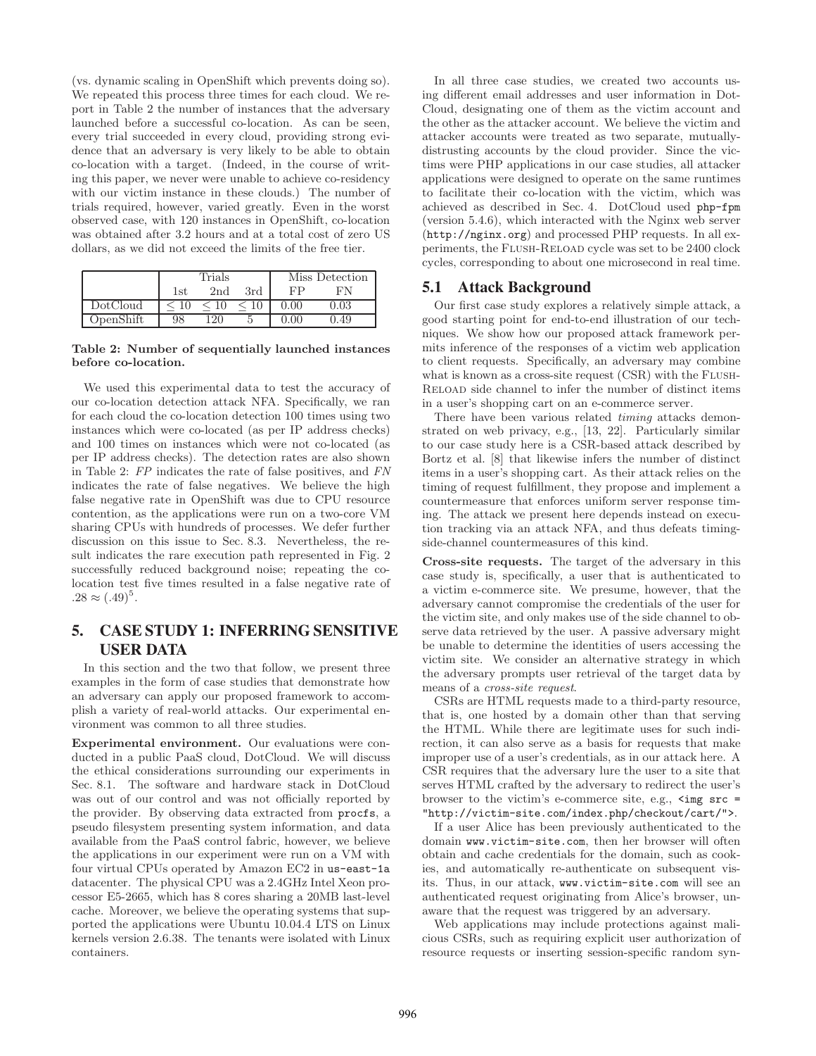(vs. dynamic scaling in OpenShift which prevents doing so). We repeated this process three times for each cloud. We report in Table 2 the number of instances that the adversary launched before a successful co-location. As can be seen, every trial succeeded in every cloud, providing strong evidence that an adversary is very likely to be able to obtain co-location with a target. (Indeed, in the course of writing this paper, we never were unable to achieve co-residency with our victim instance in these clouds.) The number of trials required, however, varied greatly. Even in the worst observed case, with 120 instances in OpenShift, co-location was obtained after 3.2 hours and at a total cost of zero US dollars, as we did not exceed the limits of the free tier.

| | Trials | | | Miss Detection | |
|---|---|---|---|---|---|
| | 1st | 2nd | 3rd | FP | FN |
| DotCloud | $\leq 10$ | $\leq 10$ | $\leq 10$ | 0.00 | 0.03 |
| OpenShift | 98 | 120 | 5 | 0.00 | 0.49 |

**Table 2: Number of sequentially launched instances before co-location.**

We used this experimental data to test the accuracy of our co-location detection attack NFA. Specifically, we ran for each cloud the co-location detection 100 times using two instances which were co-located (as per IP address checks) and 100 times on instances which were not co-located (as per IP address checks). The detection rates are also shown in Table 2: *FP* indicates the rate of false positives, and *FN* indicates the rate of false negatives. We believe the high false negative rate in OpenShift was due to CPU resource contention, as the applications were run on a two-core VM sharing CPUs with hundreds of processes. We defer further discussion on this issue to Sec. 8.3. Nevertheless, the result indicates the rare execution path represented in Fig. 2 successfully reduced background noise; repeating the co-location test five times resulted in a false negative rate of $.28 \approx (.49)^5$.

# 5. CASE STUDY 1: INFERRING SENSITIVE USER DATA

In this section and the two that follow, we present three examples in the form of case studies that demonstrate how an adversary can apply our proposed framework to accomplish a variety of real-world attacks. Our experimental environment was common to all three studies.

**Experimental environment.** Our evaluations were conducted in a public PaaS cloud, DotCloud. We will discuss the ethical considerations surrounding our experiments in Sec. 8.1. The software and hardware stack in DotCloud was out of our control and was not officially reported by the provider. By observing data extracted from `procfs`, a pseudo filesystem presenting system information, and data available from the PaaS control fabric, however, we believe the applications in our experiment were run on a VM with four virtual CPUs operated by Amazon EC2 in `us-east-1a` datacenter. The physical CPU was a 2.4GHz Intel Xeon processor E5-2665, which has 8 cores sharing a 20MB last-level cache. Moreover, we believe the operating systems that supported the applications were Ubuntu 10.04.4 LTS on Linux kernels version 2.6.38. The tenants were isolated with Linux containers.

In all three case studies, we created two accounts using different email addresses and user information in DotCloud, designating one of them as the victim account and the other as the attacker account. We believe the victim and attacker accounts were treated as two separate, mutually-distrusting accounts by the cloud provider. Since the victims were PHP applications in our case studies, all attacker applications were designed to operate on the same runtimes to facilitate their co-location with the victim, which was achieved as described in Sec. 4. DotCloud used `php-fpm` (version 5.4.6), which interacted with the Nginx web server (`http://nginx.org`) and processed PHP requests. In all experiments, the Flush-Reload cycle was set to be 2400 clock cycles, corresponding to about one microsecond in real time.

## 5.1 Attack Background

Our first case study explores a relatively simple attack, a good starting point for end-to-end illustration of our techniques. We show how our proposed attack framework permits inference of the responses of a victim web application to client requests. Specifically, an adversary may combine what is known as a cross-site request (CSR) with the Flush-Reload side channel to infer the number of distinct items in a user's shopping cart on an e-commerce server.

There have been various related *timing* attacks demonstrated on web privacy, e.g., [13, 22]. Particularly similar to our case study here is a CSR-based attack described by Bortz et al. [8] that likewise infers the number of distinct items in a user's shopping cart. As their attack relies on the timing of request fulfillment, they propose and implement a countermeasure that enforces uniform server response timing. The attack we present here depends instead on execution tracking via an attack NFA, and thus defeats timing-side-channel countermeasures of this kind.

**Cross-site requests.** The target of the adversary in this case study is, specifically, a user that is authenticated to a victim e-commerce site. We presume, however, that the adversary cannot compromise the credentials of the user for the victim site, and only makes use of the side channel to observe data retrieved by the user. A passive adversary might be unable to determine the identities of users accessing the victim site. We consider an alternative strategy in which the adversary prompts user retrieval of the target data by means of a *cross-site request*.

CSRs are HTML requests made to a third-party resource, that is, one hosted by a domain other than that serving the HTML. While there are legitimate uses for such indirection, it can also serve as a basis for requests that make improper use of a user's credentials, as in our attack here. A CSR requires that the adversary lure the user to a site that serves HTML crafted by the adversary to redirect the user's browser to the victim's e-commerce site, e.g., `<img src = "http://victim-site.com/index.php/checkout/cart/">`.

If a user Alice has been previously authenticated to the domain `www.victim-site.com`, then her browser will often obtain and cache credentials for the domain, such as cookies, and automatically re-authenticate on subsequent visits. Thus, in our attack, `www.victim-site.com` will see an authenticated request originating from Alice's browser, unaware that the request was triggered by an adversary.

Web applications may include protections against malicious CSRs, such as requiring explicit user authorization of resource requests or inserting session-specific random syn-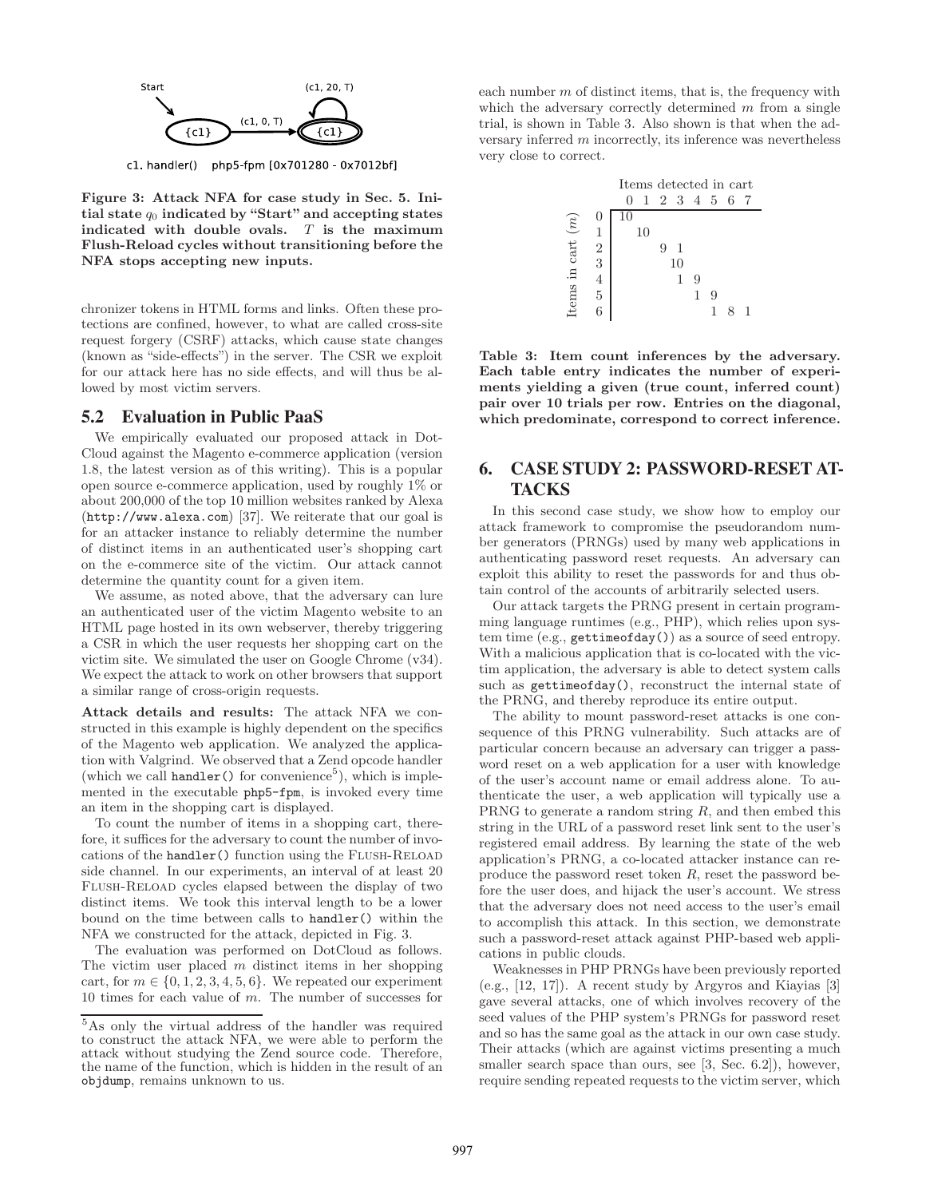Start

(c1, 20, T)

(c1, 0, T)

{c1}

{c1}

c1. handler() php5-fpm [0x701280 - 0x7012bf]

**Figure 3: Attack NFA for case study in Sec. 5. Initial state $q_0$ indicated by "Start" and accepting states indicated with double ovals. $T$ is the maximum Flush-Reload cycles without transitioning before the NFA stops accepting new inputs.**

chronizer tokens in HTML forms and links. Often these protections are confined, however, to what are called cross-site request forgery (CSRF) attacks, which cause state changes (known as "side-effects") in the server. The CSR we exploit for our attack here has no side effects, and will thus be allowed by most victim servers.

## 5.2 Evaluation in Public PaaS

We empirically evaluated our proposed attack in DotCloud against the Magento e-commerce application (version 1.8, the latest version as of this writing). This is a popular open source e-commerce application, used by roughly 1% or about 200,000 of the top 10 million websites ranked by Alexa (http://www.alexa.com) [37]. We reiterate that our goal is for an attacker instance to reliably determine the number of distinct items in an authenticated user's shopping cart on the e-commerce site of the victim. Our attack cannot determine the quantity count for a given item.

We assume, as noted above, that the adversary can lure an authenticated user of the victim Magento website to an HTML page hosted in its own webserver, thereby triggering a CSR in which the user requests her shopping cart on the victim site. We simulated the user on Google Chrome (v34). We expect the attack to work on other browsers that support a similar range of cross-origin requests.

**Attack details and results:** The attack NFA we constructed in this example is highly dependent on the specifics of the Magento web application. We analyzed the application with Valgrind. We observed that a Zend opcode handler (which we call `handler()` for convenience[5]), which is implemented in the executable `php5-fpm`, is invoked every time an item in the shopping cart is displayed.

To count the number of items in a shopping cart, therefore, it suffices for the adversary to count the number of invocations of the `handler()` function using the Flush-Reload side channel. In our experiments, an interval of at least 20 Flush-Reload cycles elapsed between the display of two distinct items. We took this interval length to be a lower bound on the time between calls to `handler()` within the NFA we constructed for the attack, depicted in Fig. 3.

The evaluation was performed on DotCloud as follows. The victim user placed $m$ distinct items in her shopping cart, for $m \in \{0, 1, 2, 3, 4, 5, 6\}$. We repeated our experiment 10 times for each value of $m$. The number of successes for each number $m$ of distinct items, that is, the frequency with which the adversary correctly determined $m$ from a single trial, is shown in Table 3. Also shown is that when the adversary inferred $m$ incorrectly, its inference was nevertheless very close to correct.

[5] As only the virtual address of the handler was required to construct the attack NFA, we were able to perform the attack without studying the Zend source code. Therefore, the name of the function, which is hidden in the result of an `objdump`, remains unknown to us.

| Items in cart ($m$) \ Items detected in cart | 0 | 1 | 2 | 3 | 4 | 5 | 6 | 7 |
|---|---|---|---|---|---|---|---|---|
| 0 | 10 | | | | | | | |
| 1 | | 10 | | | | | | |
| 2 | | | 9 | 1 | | | | |
| 3 | | | | 10 | | | | |
| 4 | | | | 1 | 9 | | | |
| 5 | | | | | 1 | 9 | | |
| 6 | | | | | | 1 | 8 | 1 |

**Table 3: Item count inferences by the adversary. Each table entry indicates the number of experiments yielding a given (true count, inferred count) pair over 10 trials per row. Entries on the diagonal, which predominate, correspond to correct inference.**

# 6. CASE STUDY 2: PASSWORD-RESET ATTACKS

In this second case study, we show how to employ our attack framework to compromise the pseudorandom number generators (PRNGs) used by many web applications in authenticating password reset requests. An adversary can exploit this ability to reset the passwords for and thus obtain control of the accounts of arbitrarily selected users.

Our attack targets the PRNG present in certain programming language runtimes (e.g., PHP), which relies upon system time (e.g., `gettimeofday()`) as a source of seed entropy. With a malicious application that is co-located with the victim application, the adversary is able to detect system calls such as `gettimeofday()`, reconstruct the internal state of the PRNG, and thereby reproduce its entire output.

The ability to mount password-reset attacks is one consequence of this PRNG vulnerability. Such attacks are of particular concern because an adversary can trigger a password reset on a web application for a user with knowledge of the user's account name or email address alone. To authenticate the user, a web application will typically use a PRNG to generate a random string $R$, and then embed this string in the URL of a password reset link sent to the user's registered email address. By learning the state of the web application's PRNG, a co-located attacker instance can reproduce the password reset token $R$, reset the password before the user does, and hijack the user's account. We stress that the adversary does not need access to the user's email to accomplish this attack. In this section, we demonstrate such a password-reset attack against PHP-based web applications in public clouds.

Weaknesses in PHP PRNGs have been previously reported (e.g., [12, 17]). A recent study by Argyros and Kiayias [3] gave several attacks, one of which involves recovery of the seed values of the PHP system's PRNGs for password reset and so has the same goal as the attack in our own case study. Their attacks (which are against victims presenting a much smaller search space than ours, see [3, Sec. 6.2]), however, require sending repeated requests to the victim server, which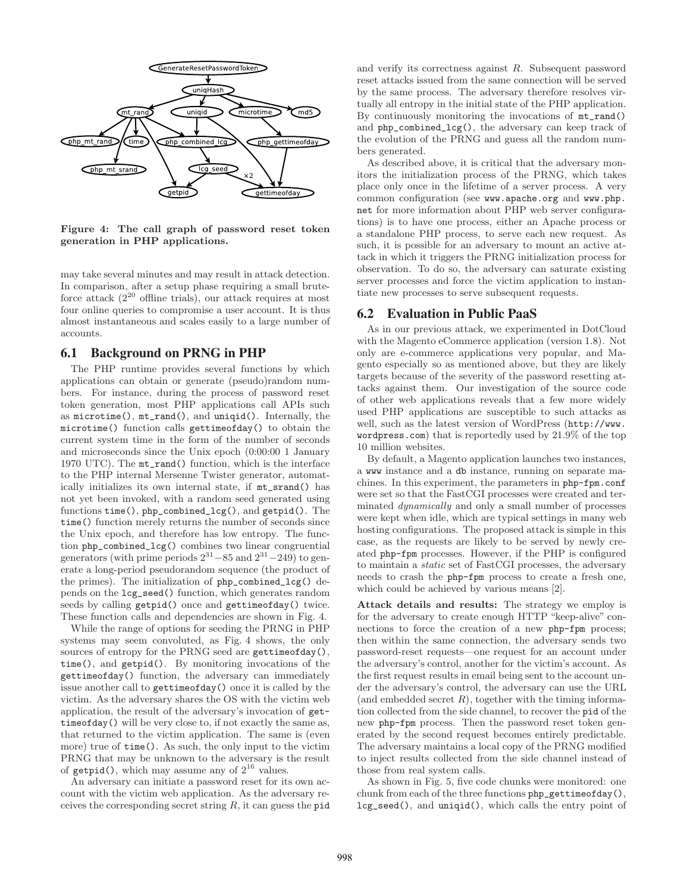GenerateResetPasswordToken
uniqHash
mt_rand
uniqid
microtime
md5
php_mt_rand
time
php_combined_lcg
php_gettimeofday
php_mt_srand
lcg_seed
×2
getpid
gettimeofday

**Figure 4: The call graph of password reset token generation in PHP applications.**

may take several minutes and may result in attack detection. In comparison, after a setup phase requiring a small brute-force attack ($2^{20}$ offline trials), our attack requires at most four online queries to compromise a user account. It is thus almost instantaneous and scales easily to a large number of accounts.

## 6.1 Background on PRNG in PHP

The PHP runtime provides several functions by which applications can obtain or generate (pseudo)random numbers. For instance, during the process of password reset token generation, most PHP applications call APIs such as `microtime()`, `mt_rand()`, and `uniqid()`. Internally, the `microtime()` function calls `gettimeofday()` to obtain the current system time in the form of the number of seconds and microseconds since the Unix epoch (0:00:00 1 January 1970 UTC). The `mt_rand()` function, which is the interface to the PHP internal Mersenne Twister generator, automatically initializes its own internal state, if `mt_srand()` has not yet been invoked, with a random seed generated using functions `time()`, `php_combined_lcg()`, and `getpid()`. The `time()` function merely returns the number of seconds since the Unix epoch, and therefore has low entropy. The function `php_combined_lcg()` combines two linear congruential generators (with prime periods $2^{31}-85$ and $2^{31}-249$) to generate a long-period pseudorandom sequence (the product of the primes). The initialization of `php_combined_lcg()` depends on the `lcg_seed()` function, which generates random seeds by calling `getpid()` once and `gettimeofday()` twice. These function calls and dependencies are shown in Fig. 4.

While the range of options for seeding the PRNG in PHP systems may seem convoluted, as Fig. 4 shows, the only sources of entropy for the PRNG seed are `gettimeofday()`, `time()`, and `getpid()`. By monitoring invocations of the `gettimeofday()` function, the adversary can immediately issue another call to `gettimeofday()` once it is called by the victim. As the adversary shares the OS with the victim web application, the result of the adversary's invocation of `gettimeofday()` will be very close to, if not exactly the same as, that returned to the victim application. The same is (even more) true of `time()`. As such, the only input to the victim PRNG that may be unknown to the adversary is the result of `getpid()`, which may assume any of $2^{16}$ values.

An adversary can initiate a password reset for its own account with the victim web application. As the adversary receives the corresponding secret string $R$, it can guess the `pid` and verify its correctness against $R$. Subsequent password reset attacks issued from the same connection will be served by the same process. The adversary therefore resolves virtually all entropy in the initial state of the PHP application. By continuously monitoring the invocations of `mt_rand()` and `php_combined_lcg()`, the adversary can keep track of the evolution of the PRNG and guess all the random numbers generated.

As described above, it is critical that the adversary monitors the initialization process of the PRNG, which takes place only once in the lifetime of a server process. A very common configuration (see `www.apache.org` and `www.php.net` for more information about PHP web server configurations) is to have one process, either an Apache process or a standalone PHP process, to serve each new request. As such, it is possible for an adversary to mount an active attack in which it triggers the PRNG initialization process for observation. To do so, the adversary can saturate existing server processes and force the victim application to instantiate new processes to serve subsequent requests.

## 6.2 Evaluation in Public PaaS

As in our previous attack, we experimented in DotCloud with the Magento eCommerce application (version 1.8). Not only are e-commerce applications very popular, and Magento especially so as mentioned above, but they are likely targets because of the severity of the password resetting attacks against them. Our investigation of the source code of other web applications reveals that a few more widely used PHP applications are susceptible to such attacks as well, such as the latest version of WordPress (`http://www.wordpress.com`) that is reportedly used by 21.9% of the top 10 million websites.

By default, a Magento application launches two instances, a `www` instance and a `db` instance, running on separate machines. In this experiment, the parameters in `php-fpm.conf` were set so that the FastCGI processes were created and terminated *dynamically* and only a small number of processes were kept when idle, which are typical settings in many web hosting configurations. The proposed attack is simple in this case, as the requests are likely to be served by newly created `php-fpm` processes. However, if the PHP is configured to maintain a *static* set of FastCGI processes, the adversary needs to crash the `php-fpm` process to create a fresh one, which could be achieved by various means [2].

**Attack details and results:** The strategy we employ is for the adversary to create enough HTTP "keep-alive" connections to force the creation of a new `php-fpm` process; then within the same connection, the adversary sends two password-reset requests—one request for an account under the adversary's control, another for the victim's account. As the first request results in email being sent to the account under the adversary's control, the adversary can use the URL (and embedded secret $R$), together with the timing information collected from the side channel, to recover the `pid` of the new `php-fpm` process. Then the password reset token generated by the second request becomes entirely predictable. The adversary maintains a local copy of the PRNG modified to inject results collected from the side channel instead of those from real system calls.

As shown in Fig. 5, five code chunks were monitored: one chunk from each of the three functions `php_gettimeofday()`, `lcg_seed()`, and `uniqid()`, which calls the entry point of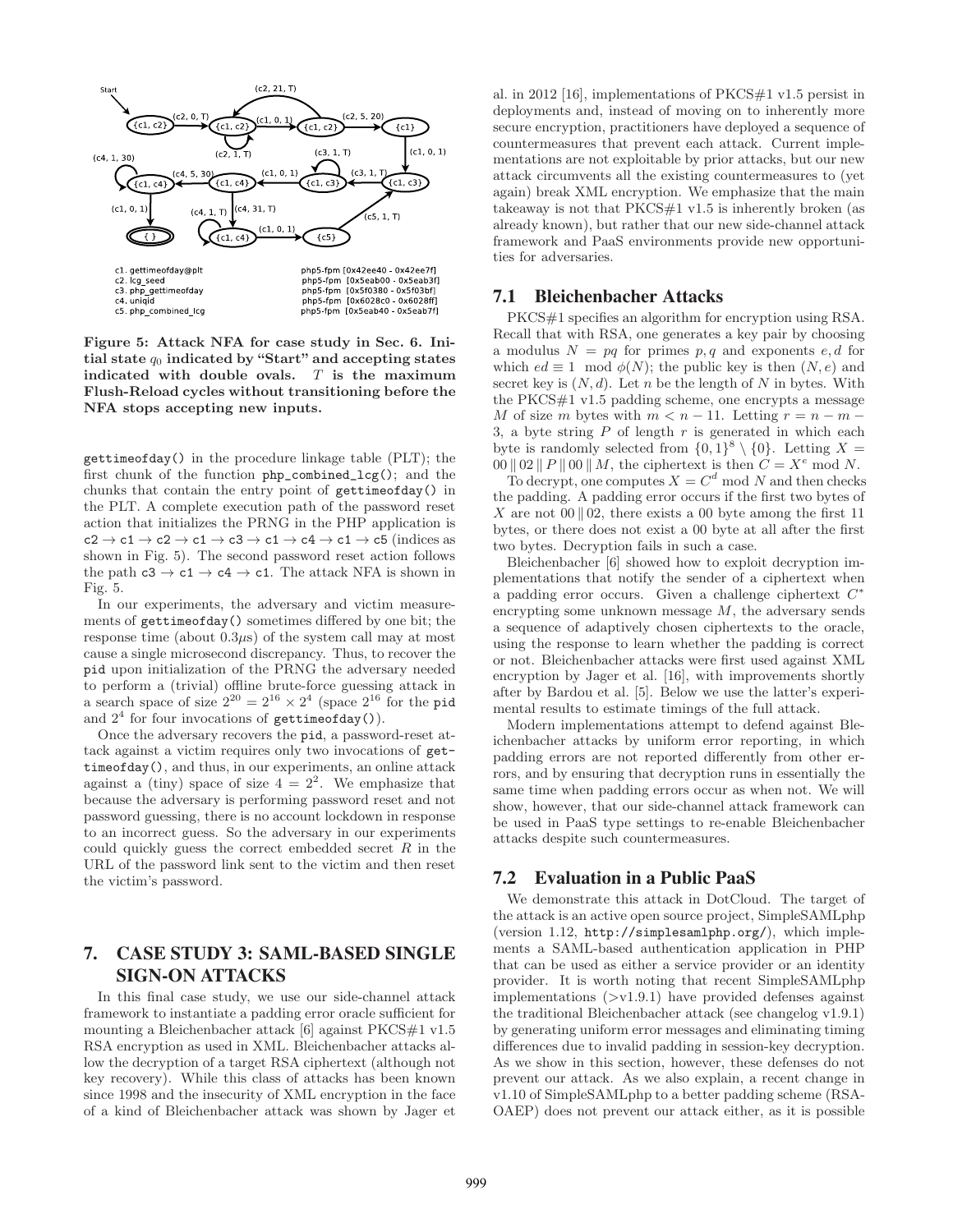c1. gettimeofday@plt — php5-fpm [0x42ee40 - 0x42ee7f]
c2. lcg_seed — php5-fpm [0x5eab00 - 0x5eab3f]
c3. php_gettimeofday — php5-fpm [0x5f0380 - 0x5f03bf]
c4. uniqid — php5-fpm [0x6028c0 - 0x6028ff]
c5. php_combined_lcg — php5-fpm [0x5eab40 - 0x5eab7f]

**Figure 5: Attack NFA for case study in Sec. 6. Initial state $q_0$ indicated by "Start" and accepting states indicated with double ovals. $T$ is the maximum Flush-Reload cycles without transitioning before the NFA stops accepting new inputs.**

gettimeofday() in the procedure linkage table (PLT); the first chunk of the function php_combined_lcg(); and the chunks that contain the entry point of gettimeofday() in the PLT. A complete execution path of the password reset action that initializes the PRNG in the PHP application is c2 → c1 → c2 → c1 → c3 → c1 → c4 → c1 → c5 (indices as shown in Fig. 5). The second password reset action follows the path c3 → c1 → c4 → c1. The attack NFA is shown in Fig. 5.

In our experiments, the adversary and victim measurements of gettimeofday() sometimes differed by one bit; the response time (about $0.3\mu s$) of the system call may at most cause a single microsecond discrepancy. Thus, to recover the pid upon initialization of the PRNG the adversary needed to perform a (trivial) offline brute-force guessing attack in a search space of size $2^{20} = 2^{16} \times 2^4$ (space $2^{16}$ for the pid and $2^4$ for four invocations of gettimeofday()).

Once the adversary recovers the pid, a password-reset attack against a victim requires only two invocations of gettimeofday(), and thus, in our experiments, an online attack against a (tiny) space of size $4 = 2^2$. We emphasize that because the adversary is performing password reset and not password guessing, there is no account lockdown in response to an incorrect guess. So the adversary in our experiments could quickly guess the correct embedded secret $R$ in the URL of the password link sent to the victim and then reset the victim's password.

# 7. CASE STUDY 3: SAML-BASED SINGLE SIGN-ON ATTACKS

In this final case study, we use our side-channel attack framework to instantiate a padding error oracle sufficient for mounting a Bleichenbacher attack [6] against PKCS#1 v1.5 RSA encryption as used in XML. Bleichenbacher attacks allow the decryption of a target RSA ciphertext (although not key recovery). While this class of attacks has been known since 1998 and the insecurity of XML encryption in the face of a kind of Bleichenbacher attack was shown by Jager et al. in 2012 [16], implementations of PKCS#1 v1.5 persist in deployments and, instead of moving on to inherently more secure encryption, practitioners have deployed a sequence of countermeasures that prevent each attack. Current implementations are not exploitable by prior attacks, but our new attack circumvents all the existing countermeasures to (yet again) break XML encryption. We emphasize that the main takeaway is not that PKCS#1 v1.5 is inherently broken (as already known), but rather that our new side-channel attack framework and PaaS environments provide new opportunities for adversaries.

## 7.1 Bleichenbacher Attacks

PKCS#1 specifies an algorithm for encryption using RSA. Recall that with RSA, one generates a key pair by choosing a modulus $N = pq$ for primes $p, q$ and exponents $e, d$ for which $ed \equiv 1 \mod \phi(N)$; the public key is then $(N, e)$ and secret key is $(N, d)$. Let $n$ be the length of $N$ in bytes. With the PKCS#1 v1.5 padding scheme, one encrypts a message $M$ of size $m$ bytes with $m < n - 11$. Letting $r = n - m - 3$, a byte string $P$ of length $r$ is generated in which each byte is randomly selected from $\{0,1\}^8 \setminus \{0\}$. Letting $X = 00 \,\|\, 02 \,\|\, P \,\|\, 00 \,\|\, M$, the ciphertext is then $C = X^e \mod N$.

To decrypt, one computes $X = C^d \mod N$ and then checks the padding. A padding error occurs if the first two bytes of $X$ are not $00 \,\|\, 02$, there exists a 00 byte among the first 11 bytes, or there does not exist a 00 byte at all after the first two bytes. Decryption fails in such a case.

Bleichenbacher [6] showed how to exploit decryption implementations that notify the sender of a ciphertext when a padding error occurs. Given a challenge ciphertext $C^*$ encrypting some unknown message $M$, the adversary sends a sequence of adaptively chosen ciphertexts to the oracle, using the response to learn whether the padding is correct or not. Bleichenbacher attacks were first used against XML encryption by Jager et al. [16], with improvements shortly after by Bardou et al. [5]. Below we use the latter's experimental results to estimate timings of the full attack.

Modern implementations attempt to defend against Bleichenbacher attacks by uniform error reporting, in which padding errors are not reported differently from other errors, and by ensuring that decryption runs in essentially the same time when padding errors occur as when not. We will show, however, that our side-channel attack framework can be used in PaaS type settings to re-enable Bleichenbacher attacks despite such countermeasures.

## 7.2 Evaluation in a Public PaaS

We demonstrate this attack in DotCloud. The target of the attack is an active open source project, SimpleSAMLphp (version 1.12, http://simplesamlphp.org/), which implements a SAML-based authentication application in PHP that can be used as either a service provider or an identity provider. It is worth noting that recent SimpleSAMLphp implementations (>v1.9.1) have provided defenses against the traditional Bleichenbacher attack (see changelog v1.9.1) by generating uniform error messages and eliminating timing differences due to invalid padding in session-key decryption. As we show in this section, however, these defenses do not prevent our attack. As we also explain, a recent change in v1.10 of SimpleSAMLphp to a better padding scheme (RSA-OAEP) does not prevent our attack either, as it is possible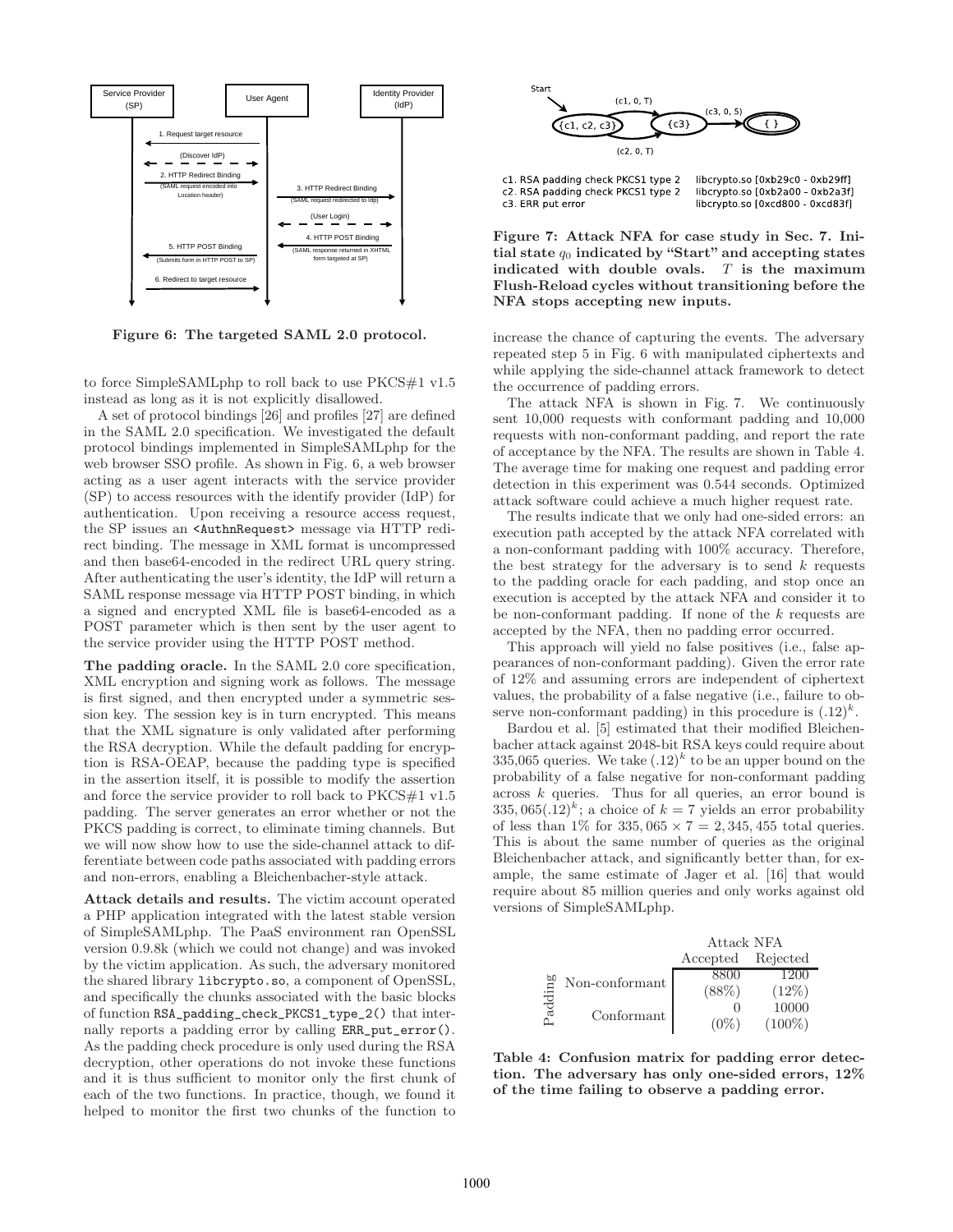Figure 6: The targeted SAML 2.0 protocol.

to force SimpleSAMLphp to roll back to use PKCS#1 v1.5 instead as long as it is not explicitly disallowed.

A set of protocol bindings [26] and profiles [27] are defined in the SAML 2.0 specification. We investigated the default protocol bindings implemented in SimpleSAMLphp for the web browser SSO profile. As shown in Fig. 6, a web browser acting as a user agent interacts with the service provider (SP) to access resources with the identify provider (IdP) for authentication. Upon receiving a resource access request, the SP issues an `<AuthnRequest>` message via HTTP redirect binding. The message in XML format is uncompressed and then base64-encoded in the redirect URL query string. After authenticating the user's identity, the IdP will return a SAML response message via HTTP POST binding, in which a signed and encrypted XML file is base64-encoded as a POST parameter which is then sent by the user agent to the service provider using the HTTP POST method.

**The padding oracle.** In the SAML 2.0 core specification, XML encryption and signing work as follows. The message is first signed, and then encrypted under a symmetric session key. The session key is in turn encrypted. This means that the XML signature is only validated after performing the RSA decryption. While the default padding for encryption is RSA-OEAP, because the padding type is specified in the assertion itself, it is possible to modify the assertion and force the service provider to roll back to PKCS#1 v1.5 padding. The server generates an error whether or not the PKCS padding is correct, to eliminate timing channels. But we will now show how to use the side-channel attack to differentiate between code paths associated with padding errors and non-errors, enabling a Bleichenbacher-style attack.

**Attack details and results.** The victim account operated a PHP application integrated with the latest stable version of SimpleSAMLphp. The PaaS environment ran OpenSSL version 0.9.8k (which we could not change) and was invoked by the victim application. As such, the adversary monitored the shared library `libcrypto.so`, a component of OpenSSL, and specifically the chunks associated with the basic blocks of function `RSA_padding_check_PKCS1_type_2()` that internally reports a padding error by calling `ERR_put_error()`. As the padding check procedure is only used during the RSA decryption, other operations do not invoke these functions and it is thus sufficient to monitor only the first chunk of each of the two functions. In practice, though, we found it helped to monitor the first two chunks of the function to increase the chance of capturing the events. The adversary repeated step 5 in Fig. 6 with manipulated ciphertexts and while applying the side-channel attack framework to detect the occurrence of padding errors.

c1. RSA padding check PKCS1 type 2 — libcrypto.so [0xb29c0 - 0xb29ff]
c2. RSA padding check PKCS1 type 2 — libcrypto.so [0xb2a00 - 0xb2a3f]
c3. ERR put error — libcrypto.so [0xcd800 - 0xcd83f]

**Figure 7: Attack NFA for case study in Sec. 7. Initial state $q_0$ indicated by "Start" and accepting states indicated with double ovals. $T$ is the maximum Flush-Reload cycles without transitioning before the NFA stops accepting new inputs.**

The attack NFA is shown in Fig. 7. We continuously sent 10,000 requests with conformant padding and 10,000 requests with non-conformant padding, and report the rate of acceptance by the NFA. The results are shown in Table 4. The average time for making one request and padding error detection in this experiment was 0.544 seconds. Optimized attack software could achieve a much higher request rate.

The results indicate that we only had one-sided errors: an execution path accepted by the attack NFA correlated with a non-conformant padding with 100% accuracy. Therefore, the best strategy for the adversary is to send $k$ requests to the padding oracle for each padding, and stop once an execution is accepted by the attack NFA and consider it to be non-conformant padding. If none of the $k$ requests are accepted by the NFA, then no padding error occurred.

This approach will yield no false positives (i.e., false appearances of non-conformant padding). Given the error rate of 12% and assuming errors are independent of ciphertext values, the probability of a false negative (i.e., failure to observe non-conformant padding) in this procedure is $(.12)^k$.

Bardou et al. [5] estimated that their modified Bleichenbacher attack against 2048-bit RSA keys could require about 335,065 queries. We take $(.12)^k$ to be an upper bound on the probability of a false negative for non-conformant padding across $k$ queries. Thus for all queries, an error bound is $335,065(.12)^k$; a choice of $k = 7$ yields an error probability of less than 1% for $335,065 \times 7 = 2,345,455$ total queries. This is about the same number of queries as the original Bleichenbacher attack, and significantly better than, for example, the same estimate of Jager et al. [16] that would require about 85 million queries and only works against old versions of SimpleSAMLphp.

| | | Attack NFA | |
|---|---|---|---|
| | | Accepted | Rejected |
| Padding | Non-conformant | 8800 (88%) | 1200 (12%) |
| | Conformant | 0 (0%) | 10000 (100%) |

**Table 4: Confusion matrix for padding error detection. The adversary has only one-sided errors, 12% of the time failing to observe a padding error.**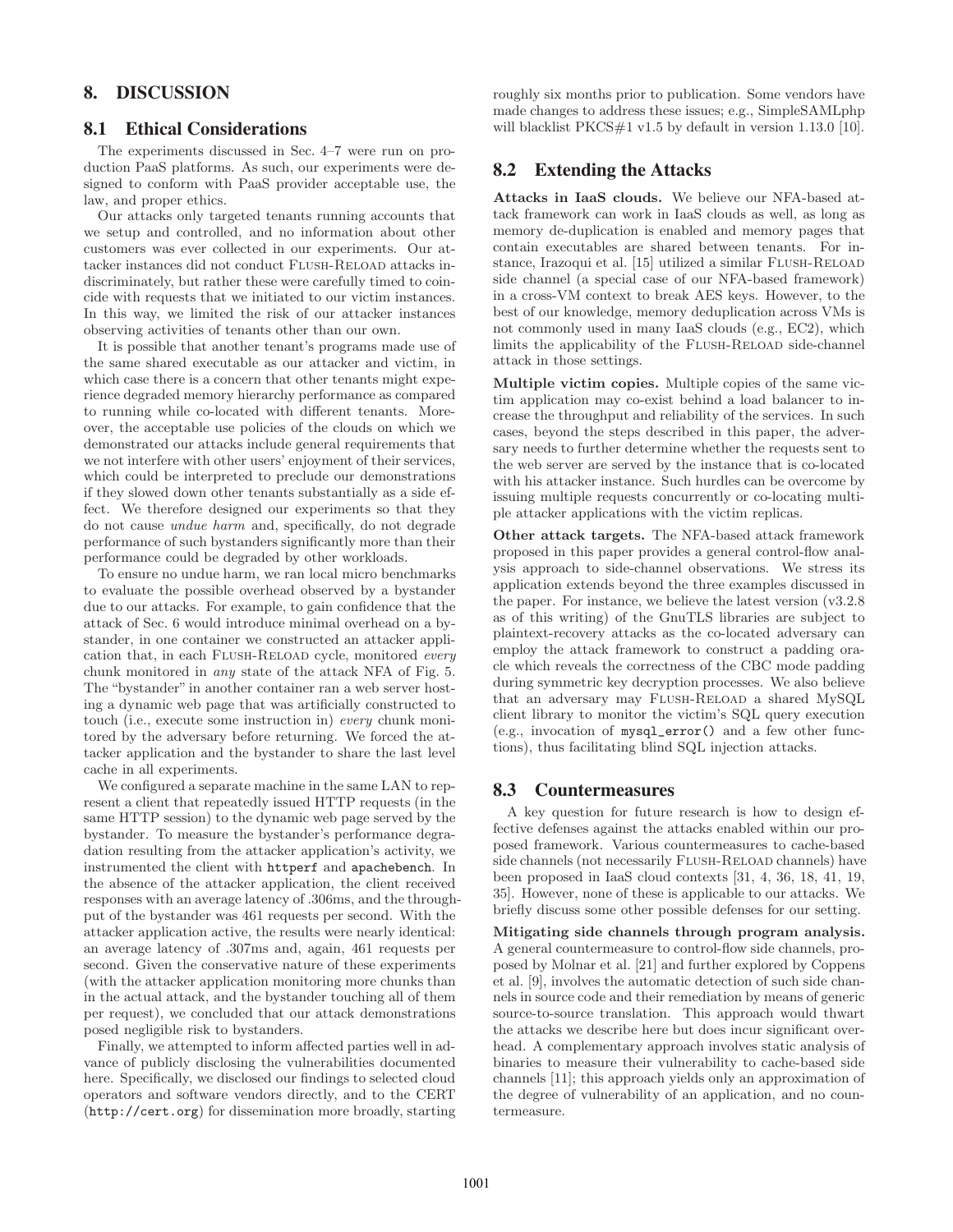# 8. DISCUSSION

## 8.1 Ethical Considerations

The experiments discussed in Sec. 4–7 were run on production PaaS platforms. As such, our experiments were designed to conform with PaaS provider acceptable use, the law, and proper ethics.

Our attacks only targeted tenants running accounts that we setup and controlled, and no information about other customers was ever collected in our experiments. Our attacker instances did not conduct FLUSH-RELOAD attacks indiscriminately, but rather these were carefully timed to coincide with requests that we initiated to our victim instances. In this way, we limited the risk of our attacker instances observing activities of tenants other than our own.

It is possible that another tenant's programs made use of the same shared executable as our attacker and victim, in which case there is a concern that other tenants might experience degraded memory hierarchy performance as compared to running while co-located with different tenants. Moreover, the acceptable use policies of the clouds on which we demonstrated our attacks include general requirements that we not interfere with other users' enjoyment of their services, which could be interpreted to preclude our demonstrations if they slowed down other tenants substantially as a side effect. We therefore designed our experiments so that they do not cause *undue harm* and, specifically, do not degrade performance of such bystanders significantly more than their performance could be degraded by other workloads.

To ensure no undue harm, we ran local micro benchmarks to evaluate the possible overhead observed by a bystander due to our attacks. For example, to gain confidence that the attack of Sec. 6 would introduce minimal overhead on a bystander, in one container we constructed an attacker application that, in each FLUSH-RELOAD cycle, monitored *every* chunk monitored in *any* state of the attack NFA of Fig. 5. The "bystander" in another container ran a web server hosting a dynamic web page that was artificially constructed to touch (i.e., execute some instruction in) *every* chunk monitored by the adversary before returning. We forced the attacker application and the bystander to share the last level cache in all experiments.

We configured a separate machine in the same LAN to represent a client that repeatedly issued HTTP requests (in the same HTTP session) to the dynamic web page served by the bystander. To measure the bystander's performance degradation resulting from the attacker application's activity, we instrumented the client with `httperf` and `apachebench`. In the absence of the attacker application, the client received responses with an average latency of .306ms, and the throughput of the bystander was 461 requests per second. With the attacker application active, the results were nearly identical: an average latency of .307ms and, again, 461 requests per second. Given the conservative nature of these experiments (with the attacker application monitoring more chunks than in the actual attack, and the bystander touching all of them per request), we concluded that our attack demonstrations posed negligible risk to bystanders.

Finally, we attempted to inform affected parties well in advance of publicly disclosing the vulnerabilities documented here. Specifically, we disclosed our findings to selected cloud operators and software vendors directly, and to the CERT (`http://cert.org`) for dissemination more broadly, starting roughly six months prior to publication. Some vendors have made changes to address these issues; e.g., SimpleSAMLphp will blacklist PKCS#1 v1.5 by default in version 1.13.0 [10].

## 8.2 Extending the Attacks

**Attacks in IaaS clouds.** We believe our NFA-based attack framework can work in IaaS clouds as well, as long as memory de-duplication is enabled and memory pages that contain executables are shared between tenants. For instance, Irazoqui et al. [15] utilized a similar FLUSH-RELOAD side channel (a special case of our NFA-based framework) in a cross-VM context to break AES keys. However, to the best of our knowledge, memory deduplication across VMs is not commonly used in many IaaS clouds (e.g., EC2), which limits the applicability of the FLUSH-RELOAD side-channel attack in those settings.

**Multiple victim copies.** Multiple copies of the same victim application may co-exist behind a load balancer to increase the throughput and reliability of the services. In such cases, beyond the steps described in this paper, the adversary needs to further determine whether the requests sent to the web server are served by the instance that is co-located with his attacker instance. Such hurdles can be overcome by issuing multiple requests concurrently or co-locating multiple attacker applications with the victim replicas.

**Other attack targets.** The NFA-based attack framework proposed in this paper provides a general control-flow analysis approach to side-channel observations. We stress its application extends beyond the three examples discussed in the paper. For instance, we believe the latest version (v3.2.8 as of this writing) of the GnuTLS libraries are subject to plaintext-recovery attacks as the co-located adversary can employ the attack framework to construct a padding oracle which reveals the correctness of the CBC mode padding during symmetric key decryption processes. We also believe that an adversary may FLUSH-RELOAD a shared MySQL client library to monitor the victim's SQL query execution (e.g., invocation of `mysql_error()` and a few other functions), thus facilitating blind SQL injection attacks.

## 8.3 Countermeasures

A key question for future research is how to design effective defenses against the attacks enabled within our proposed framework. Various countermeasures to cache-based side channels (not necessarily FLUSH-RELOAD channels) have been proposed in IaaS cloud contexts [31, 4, 36, 18, 41, 19, 35]. However, none of these is applicable to our attacks. We briefly discuss some other possible defenses for our setting.

**Mitigating side channels through program analysis.** A general countermeasure to control-flow side channels, proposed by Molnar et al. [21] and further explored by Coppens et al. [9], involves the automatic detection of such side channels in source code and their remediation by means of generic source-to-source translation. This approach would thwart the attacks we describe here but does incur significant overhead. A complementary approach involves static analysis of binaries to measure their vulnerability to cache-based side channels [11]; this approach yields only an approximation of the degree of vulnerability of an application, and no countermeasure.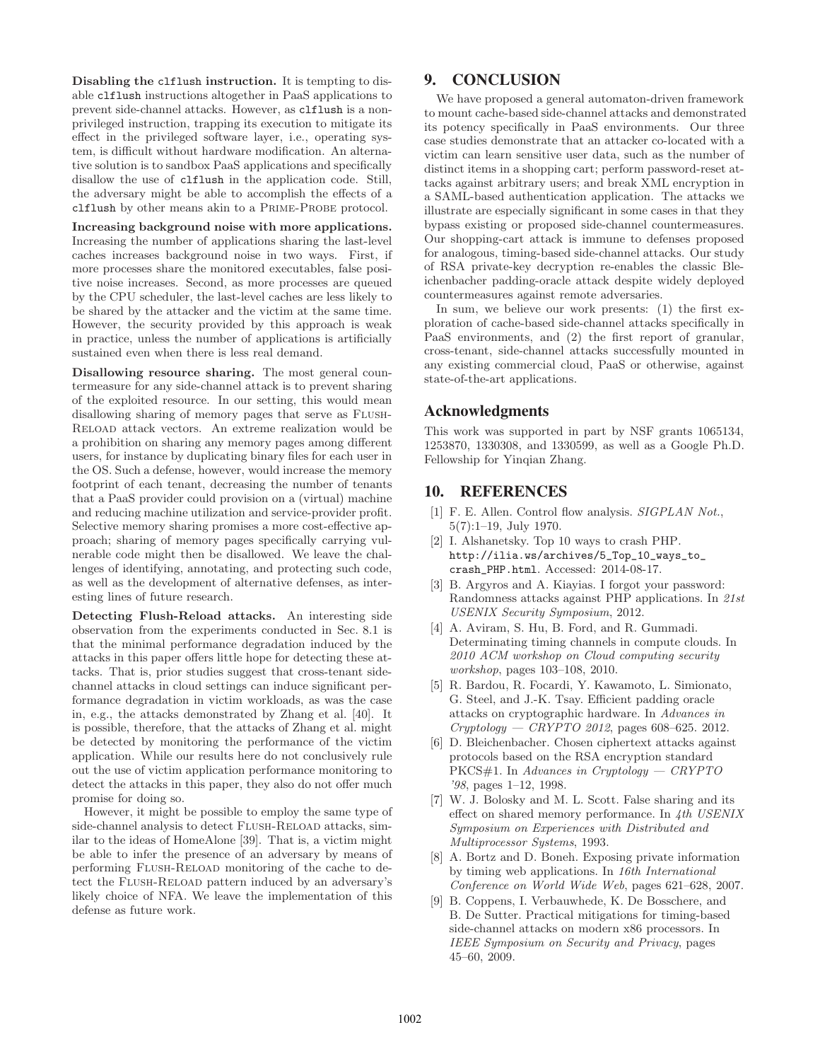**Disabling the `clflush` instruction.** It is tempting to disable `clflush` instructions altogether in PaaS applications to prevent side-channel attacks. However, as `clflush` is a non-privileged instruction, trapping its execution to mitigate its effect in the privileged software layer, i.e., operating system, is difficult without hardware modification. An alternative solution is to sandbox PaaS applications and specifically disallow the use of `clflush` in the application code. Still, the adversary might be able to accomplish the effects of a `clflush` by other means akin to a Prime-Probe protocol.

**Increasing background noise with more applications.** Increasing the number of applications sharing the last-level caches increases background noise in two ways. First, if more processes share the monitored executables, false positive noise increases. Second, as more processes are queued by the CPU scheduler, the last-level caches are less likely to be shared by the attacker and the victim at the same time. However, the security provided by this approach is weak in practice, unless the number of applications is artificially sustained even when there is less real demand.

**Disallowing resource sharing.** The most general countermeasure for any side-channel attack is to prevent sharing of the exploited resource. In our setting, this would mean disallowing sharing of memory pages that serve as Flush-Reload attack vectors. An extreme realization would be a prohibition on sharing any memory pages among different users, for instance by duplicating binary files for each user in the OS. Such a defense, however, would increase the memory footprint of each tenant, decreasing the number of tenants that a PaaS provider could provision on a (virtual) machine and reducing machine utilization and service-provider profit. Selective memory sharing promises a more cost-effective approach; sharing of memory pages specifically carrying vulnerable code might then be disallowed. We leave the challenges of identifying, annotating, and protecting such code, as well as the development of alternative defenses, as interesting lines of future research.

**Detecting Flush-Reload attacks.** An interesting side observation from the experiments conducted in Sec. 8.1 is that the minimal performance degradation induced by the attacks in this paper offers little hope for detecting these attacks. That is, prior studies suggest that cross-tenant side-channel attacks in cloud settings can induce significant performance degradation in victim workloads, as was the case in, e.g., the attacks demonstrated by Zhang et al. [40]. It is possible, therefore, that the attacks of Zhang et al. might be detected by monitoring the performance of the victim application. While our results here do not conclusively rule out the use of victim application performance monitoring to detect the attacks in this paper, they also do not offer much promise for doing so.

However, it might be possible to employ the same type of side-channel analysis to detect Flush-Reload attacks, similar to the ideas of HomeAlone [39]. That is, a victim might be able to infer the presence of an adversary by means of performing Flush-Reload monitoring of the cache to detect the Flush-Reload pattern induced by an adversary's likely choice of NFA. We leave the implementation of this defense as future work.

# 9. CONCLUSION

We have proposed a general automaton-driven framework to mount cache-based side-channel attacks and demonstrated its potency specifically in PaaS environments. Our three case studies demonstrate that an attacker co-located with a victim can learn sensitive user data, such as the number of distinct items in a shopping cart; perform password-reset attacks against arbitrary users; and break XML encryption in a SAML-based authentication application. The attacks we illustrate are especially significant in some cases in that they bypass existing or proposed side-channel countermeasures. Our shopping-cart attack is immune to defenses proposed for analogous, timing-based side-channel attacks. Our study of RSA private-key decryption re-enables the classic Bleichenbacher padding-oracle attack despite widely deployed countermeasures against remote adversaries.

In sum, we believe our work presents: (1) the first exploration of cache-based side-channel attacks specifically in PaaS environments, and (2) the first report of granular, cross-tenant, side-channel attacks successfully mounted in any existing commercial cloud, PaaS or otherwise, against state-of-the-art applications.

## Acknowledgments

This work was supported in part by NSF grants 1065134, 1253870, 1330308, and 1330599, as well as a Google Ph.D. Fellowship for Yinqian Zhang.

# 10. REFERENCES

[1] F. E. Allen. Control flow analysis. *SIGPLAN Not.*, 5(7):1–19, July 1970.

[2] I. Alshanetsky. Top 10 ways to crash PHP. http://ilia.ws/archives/5_Top_10_ways_to_crash_PHP.html. Accessed: 2014-08-17.

[3] B. Argyros and A. Kiayias. I forgot your password: Randomness attacks against PHP applications. In *21st USENIX Security Symposium*, 2012.

[4] A. Aviram, S. Hu, B. Ford, and R. Gummadi. Determinating timing channels in compute clouds. In *2010 ACM workshop on Cloud computing security workshop*, pages 103–108, 2010.

[5] R. Bardou, R. Focardi, Y. Kawamoto, L. Simionato, G. Steel, and J.-K. Tsay. Efficient padding oracle attacks on cryptographic hardware. In *Advances in Cryptology — CRYPTO 2012*, pages 608–625. 2012.

[6] D. Bleichenbacher. Chosen ciphertext attacks against protocols based on the RSA encryption standard PKCS#1. In *Advances in Cryptology — CRYPTO '98*, pages 1–12, 1998.

[7] W. J. Bolosky and M. L. Scott. False sharing and its effect on shared memory performance. In *4th USENIX Symposium on Experiences with Distributed and Multiprocessor Systems*, 1993.

[8] A. Bortz and D. Boneh. Exposing private information by timing web applications. In *16th International Conference on World Wide Web*, pages 621–628, 2007.

[9] B. Coppens, I. Verbauwhede, K. De Bosschere, and B. De Sutter. Practical mitigations for timing-based side-channel attacks on modern x86 processors. In *IEEE Symposium on Security and Privacy*, pages 45–60, 2009.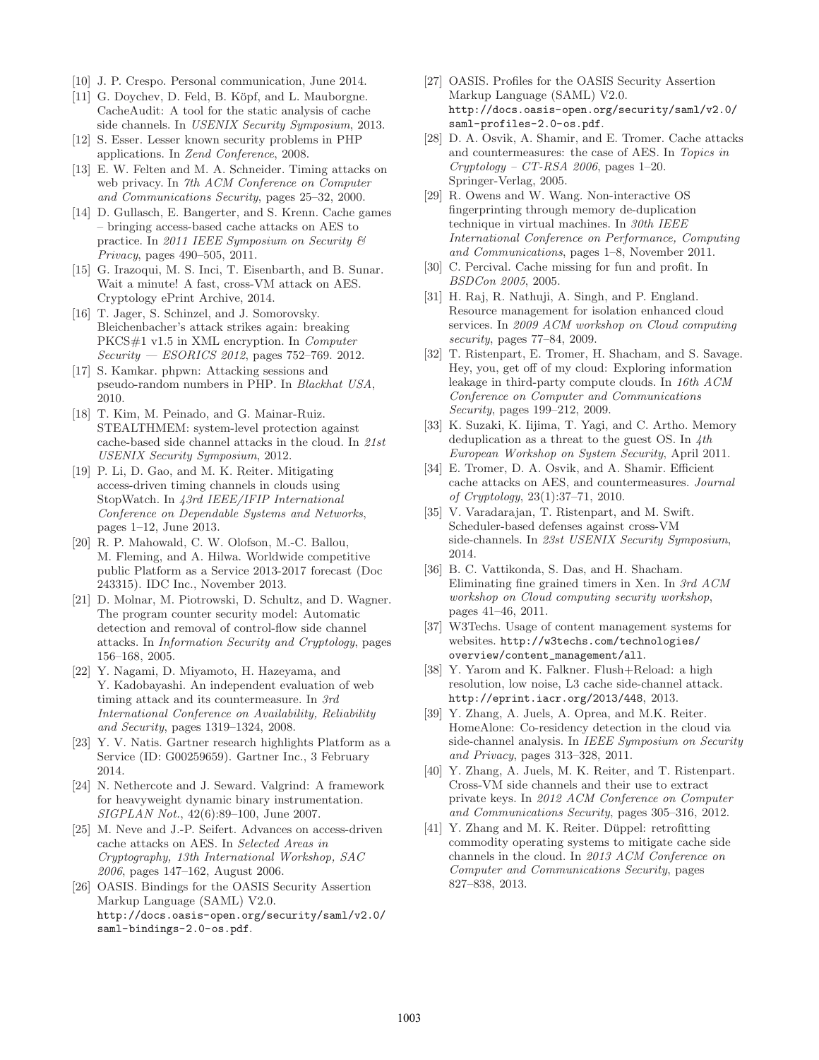[10] J. P. Crespo. Personal communication, June 2014.

[11] G. Doychev, D. Feld, B. Köpf, and L. Mauborgne. CacheAudit: A tool for the static analysis of cache side channels. In *USENIX Security Symposium*, 2013.

[12] S. Esser. Lesser known security problems in PHP applications. In *Zend Conference*, 2008.

[13] E. W. Felten and M. A. Schneider. Timing attacks on web privacy. In *7th ACM Conference on Computer and Communications Security*, pages 25–32, 2000.

[14] D. Gullasch, E. Bangerter, and S. Krenn. Cache games – bringing access-based cache attacks on AES to practice. In *2011 IEEE Symposium on Security & Privacy*, pages 490–505, 2011.

[15] G. Irazoqui, M. S. Inci, T. Eisenbarth, and B. Sunar. Wait a minute! A fast, cross-VM attack on AES. Cryptology ePrint Archive, 2014.

[16] T. Jager, S. Schinzel, and J. Somorovsky. Bleichenbacher's attack strikes again: breaking PKCS#1 v1.5 in XML encryption. In *Computer Security — ESORICS 2012*, pages 752–769. 2012.

[17] S. Kamkar. phpwn: Attacking sessions and pseudo-random numbers in PHP. In *Blackhat USA*, 2010.

[18] T. Kim, M. Peinado, and G. Mainar-Ruiz. STEALTHMEM: system-level protection against cache-based side channel attacks in the cloud. In *21st USENIX Security Symposium*, 2012.

[19] P. Li, D. Gao, and M. K. Reiter. Mitigating access-driven timing channels in clouds using StopWatch. In *43rd IEEE/IFIP International Conference on Dependable Systems and Networks*, pages 1–12, June 2013.

[20] R. P. Mahowald, C. W. Olofson, M.-C. Ballou, M. Fleming, and A. Hilwa. Worldwide competitive public Platform as a Service 2013-2017 forecast (Doc 243315). IDC Inc., November 2013.

[21] D. Molnar, M. Piotrowski, D. Schultz, and D. Wagner. The program counter security model: Automatic detection and removal of control-flow side channel attacks. In *Information Security and Cryptology*, pages 156–168, 2005.

[22] Y. Nagami, D. Miyamoto, H. Hazeyama, and Y. Kadobayashi. An independent evaluation of web timing attack and its countermeasure. In *3rd International Conference on Availability, Reliability and Security*, pages 1319–1324, 2008.

[23] Y. V. Natis. Gartner research highlights Platform as a Service (ID: G00259659). Gartner Inc., 3 February 2014.

[24] N. Nethercote and J. Seward. Valgrind: A framework for heavyweight dynamic binary instrumentation. *SIGPLAN Not.*, 42(6):89–100, June 2007.

[25] M. Neve and J.-P. Seifert. Advances on access-driven cache attacks on AES. In *Selected Areas in Cryptography, 13th International Workshop, SAC 2006*, pages 147–162, August 2006.

[26] OASIS. Bindings for the OASIS Security Assertion Markup Language (SAML) V2.0. `http://docs.oasis-open.org/security/saml/v2.0/saml-bindings-2.0-os.pdf`.

[27] OASIS. Profiles for the OASIS Security Assertion Markup Language (SAML) V2.0. `http://docs.oasis-open.org/security/saml/v2.0/saml-profiles-2.0-os.pdf`.

[28] D. A. Osvik, A. Shamir, and E. Tromer. Cache attacks and countermeasures: the case of AES. In *Topics in Cryptology – CT-RSA 2006*, pages 1–20. Springer-Verlag, 2005.

[29] R. Owens and W. Wang. Non-interactive OS fingerprinting through memory de-duplication technique in virtual machines. In *30th IEEE International Conference on Performance, Computing and Communications*, pages 1–8, November 2011.

[30] C. Percival. Cache missing for fun and profit. In *BSDCon 2005*, 2005.

[31] H. Raj, R. Nathuji, A. Singh, and P. England. Resource management for isolation enhanced cloud services. In *2009 ACM workshop on Cloud computing security*, pages 77–84, 2009.

[32] T. Ristenpart, E. Tromer, H. Shacham, and S. Savage. Hey, you, get off of my cloud: Exploring information leakage in third-party compute clouds. In *16th ACM Conference on Computer and Communications Security*, pages 199–212, 2009.

[33] K. Suzaki, K. Iijima, T. Yagi, and C. Artho. Memory deduplication as a threat to the guest OS. In *4th European Workshop on System Security*, April 2011.

[34] E. Tromer, D. A. Osvik, and A. Shamir. Efficient cache attacks on AES, and countermeasures. *Journal of Cryptology*, 23(1):37–71, 2010.

[35] V. Varadarajan, T. Ristenpart, and M. Swift. Scheduler-based defenses against cross-VM side-channels. In *23st USENIX Security Symposium*, 2014.

[36] B. C. Vattikonda, S. Das, and H. Shacham. Eliminating fine grained timers in Xen. In *3rd ACM workshop on Cloud computing security workshop*, pages 41–46, 2011.

[37] W3Techs. Usage of content management systems for websites. `http://w3techs.com/technologies/overview/content_management/all`.

[38] Y. Yarom and K. Falkner. Flush+Reload: a high resolution, low noise, L3 cache side-channel attack. `http://eprint.iacr.org/2013/448`, 2013.

[39] Y. Zhang, A. Juels, A. Oprea, and M.K. Reiter. HomeAlone: Co-residency detection in the cloud via side-channel analysis. In *IEEE Symposium on Security and Privacy*, pages 313–328, 2011.

[40] Y. Zhang, A. Juels, M. K. Reiter, and T. Ristenpart. Cross-VM side channels and their use to extract private keys. In *2012 ACM Conference on Computer and Communications Security*, pages 305–316, 2012.

[41] Y. Zhang and M. K. Reiter. Düppel: retrofitting commodity operating systems to mitigate cache side channels in the cloud. In *2013 ACM Conference on Computer and Communications Security*, pages 827–838, 2013.